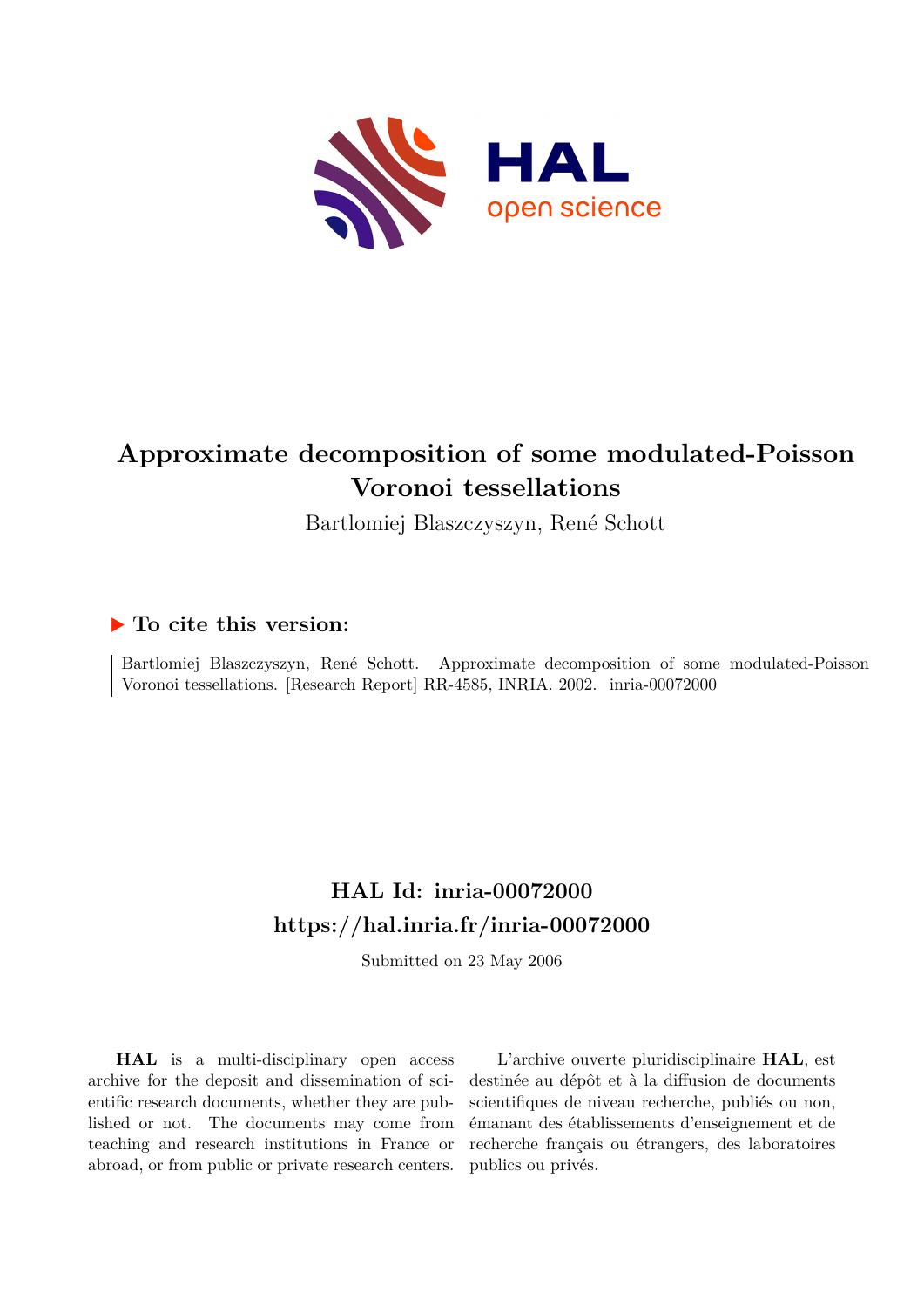# Approximate decomposition of some modulated-Poisson Voronoi tessellations

Bartlomiej Blaszczyszyn, René Schott

## ▶ To cite this version:

Bartlomiej Blaszczyszyn, René Schott. Approximate decomposition of some modulated-Poisson Voronoi tessellations. [Research Report] RR-4585, INRIA. 2002. inria-00072000

## HAL Id: inria-00072000

## https://hal.inria.fr/inria-00072000

Submitted on 23 May 2006

**HAL** is a multi-disciplinary open access archive for the deposit and dissemination of scientific research documents, whether they are published or not. The documents may come from teaching and research institutions in France or abroad, or from public or private research centers.

L'archive ouverte pluridisciplinaire **HAL**, est destinée au dépôt et à la diffusion de documents scientifiques de niveau recherche, publiés ou non, émanant des établissements d'enseignement et de recherche français ou étrangers, des laboratoires publics ou privés.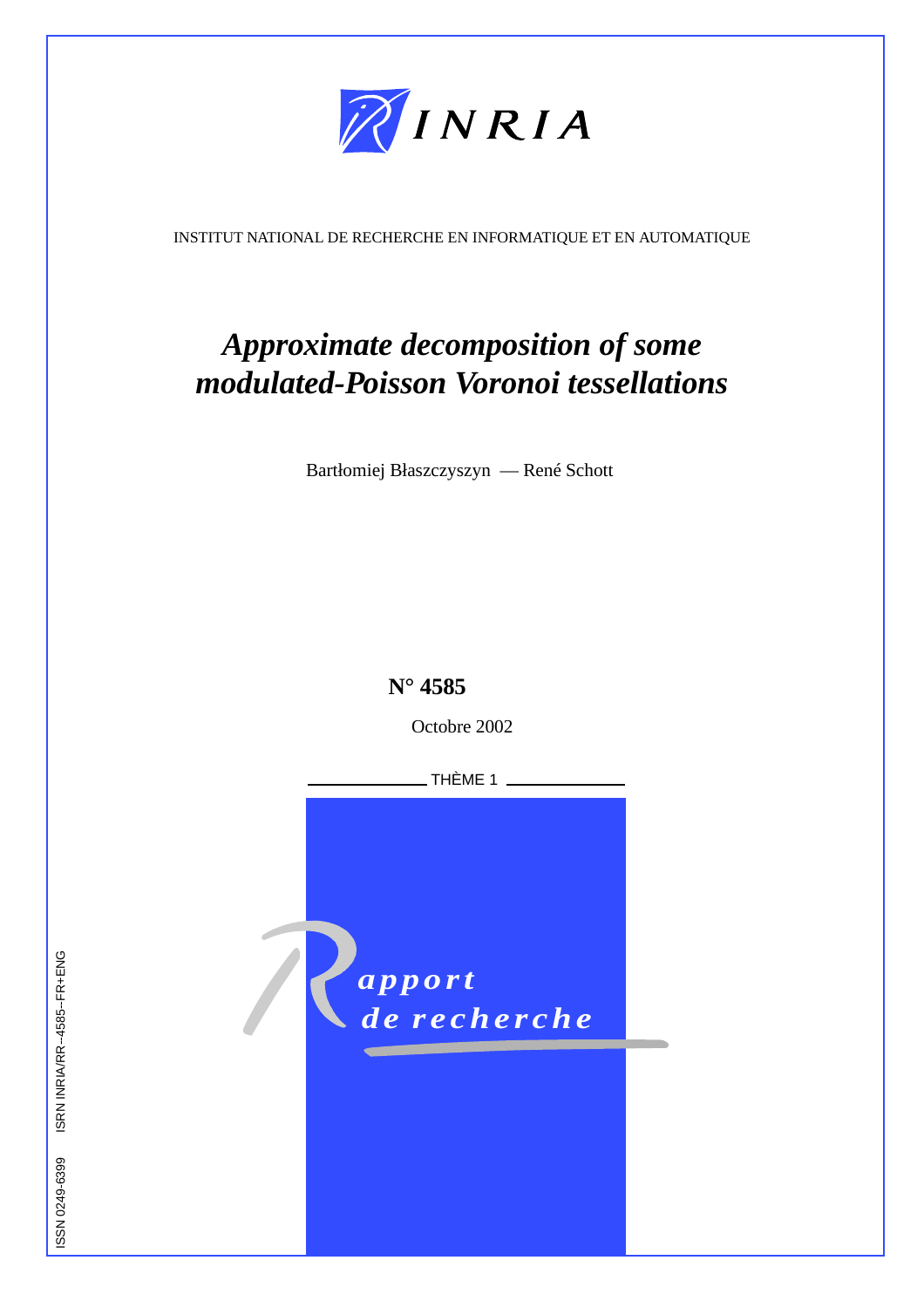INRIA

INSTITUT NATIONAL DE RECHERCHE EN INFORMATIQUE ET EN AUTOMATIQUE

# *Approximate decomposition of some modulated-Poisson Voronoi tessellations*

Bartłomiej Błaszczyszyn — René Schott

**N° 4585**

Octobre 2002

THÈME 1

*apport de recherche*

ISSN 0249-6399 ISRN INRIA/RR--4585--FR+ENG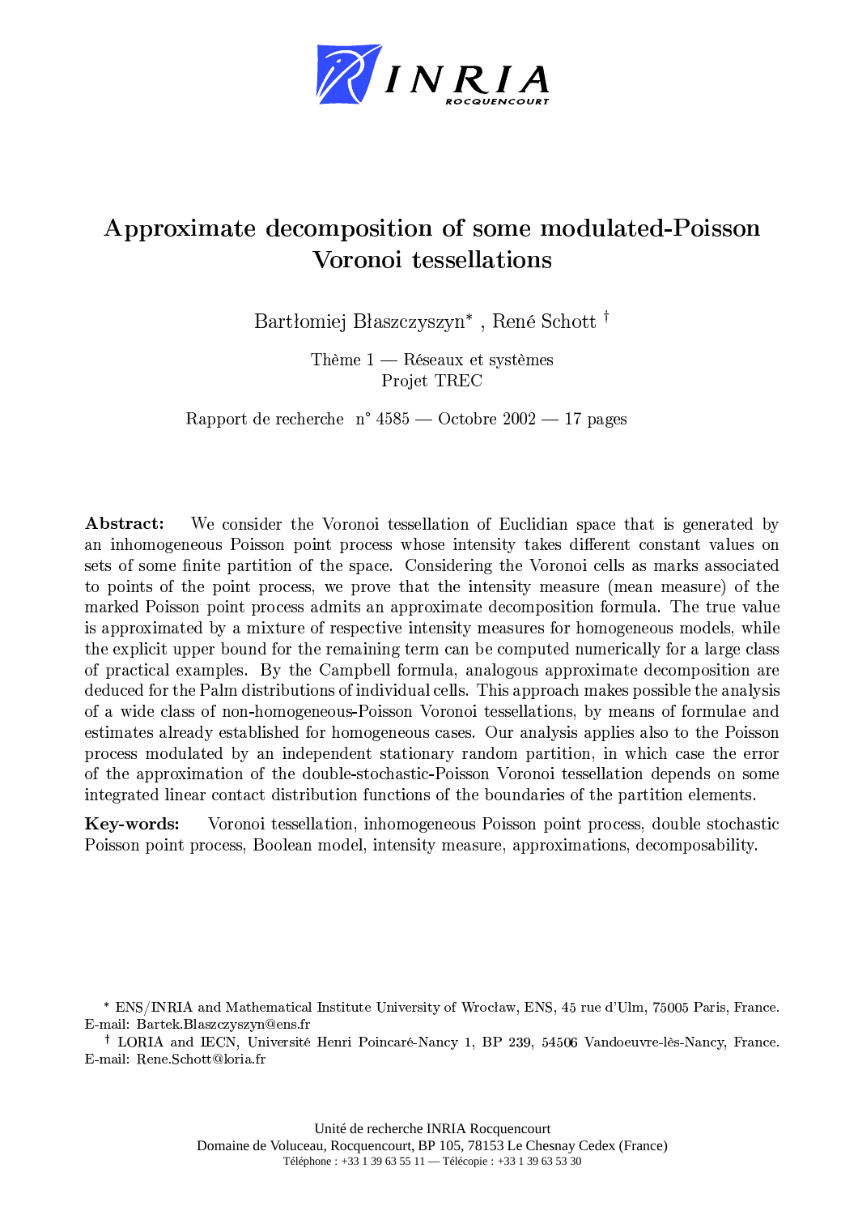# Approximate decomposition of some modulated-Poisson Voronoi tessellations

Bartłomiej Błaszczyszyn* , René Schott †

Thème 1 — Réseaux et systèmes
Projet TREC

Rapport de recherche n° 4585 — Octobre 2002 — 17 pages

**Abstract:** We consider the Voronoi tessellation of Euclidian space that is generated by an inhomogeneous Poisson point process whose intensity takes different constant values on sets of some finite partition of the space. Considering the Voronoi cells as marks associated to points of the point process, we prove that the intensity measure (mean measure) of the marked Poisson point process admits an approximate decomposition formula. The true value is approximated by a mixture of respective intensity measures for homogeneous models, while the explicit upper bound for the remaining term can be computed numerically for a large class of practical examples. By the Campbell formula, analogous approximate decomposition are deduced for the Palm distributions of individual cells. This approach makes possible the analysis of a wide class of non-homogeneous-Poisson Voronoi tessellations, by means of formulae and estimates already established for homogeneous cases. Our analysis applies also to the Poisson process modulated by an independent stationary random partition, in which case the error of the approximation of the double-stochastic-Poisson Voronoi tessellation depends on some integrated linear contact distribution functions of the boundaries of the partition elements.

**Key-words:** Voronoi tessellation, inhomogeneous Poisson point process, double stochastic Poisson point process, Boolean model, intensity measure, approximations, decomposability.

\* ENS/INRIA and Mathematical Institute University of Wrocław, ENS, 45 rue d'Ulm, 75005 Paris, France. E-mail: Bartek.Blaszczyszyn@ens.fr

† LORIA and IECN, Université Henri Poincaré-Nancy 1, BP 239, 54506 Vandoeuvre-lès-Nancy, France. E-mail: Rene.Schott@loria.fr

Unité de recherche INRIA Rocquencourt
Domaine de Voluceau, Rocquencourt, BP 105, 78153 Le Chesnay Cedex (France)
Téléphone : +33 1 39 63 55 11 — Télécopie : +33 1 39 63 53 30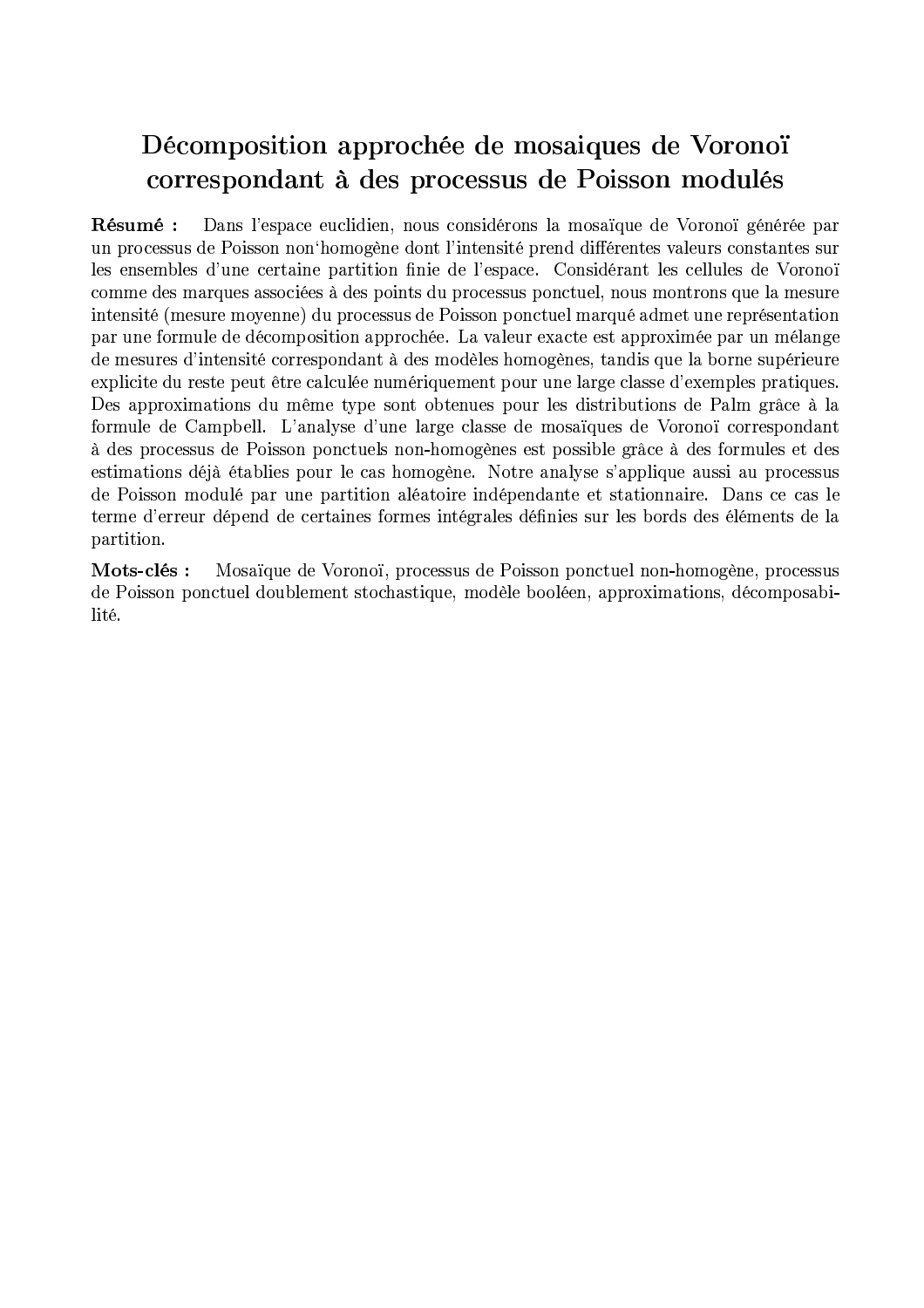# Décomposition approchée de mosaiques de Voronoï correspondant à des processus de Poisson modulés

**Résumé :** Dans l'espace euclidien, nous considérons la mosaïque de Voronoï générée par un processus de Poisson non'homogène dont l'intensité prend différentes valeurs constantes sur les ensembles d'une certaine partition finie de l'espace. Considérant les cellules de Voronoï comme des marques associées à des points du processus ponctuel, nous montrons que la mesure intensité (mesure moyenne) du processus de Poisson ponctuel marqué admet une représentation par une formule de décomposition approchée. La valeur exacte est approximée par un mélange de mesures d'intensité correspondant à des modèles homogènes, tandis que la borne supérieure explicite du reste peut être calculée numériquement pour une large classe d'exemples pratiques. Des approximations du même type sont obtenues pour les distributions de Palm grâce à la formule de Campbell. L'analyse d'une large classe de mosaïques de Voronoï correspondant à des processus de Poisson ponctuels non-homogènes est possible grâce à des formules et des estimations déjà établies pour le cas homogène. Notre analyse s'applique aussi au processus de Poisson modulé par une partition aléatoire indépendante et stationnaire. Dans ce cas le terme d'erreur dépend de certaines formes intégrales définies sur les bords des éléments de la partition.

**Mots-clés :** Mosaïque de Voronoï, processus de Poisson ponctuel non-homogène, processus de Poisson ponctuel doublement stochastique, modèle booléen, approximations, décomposabilité.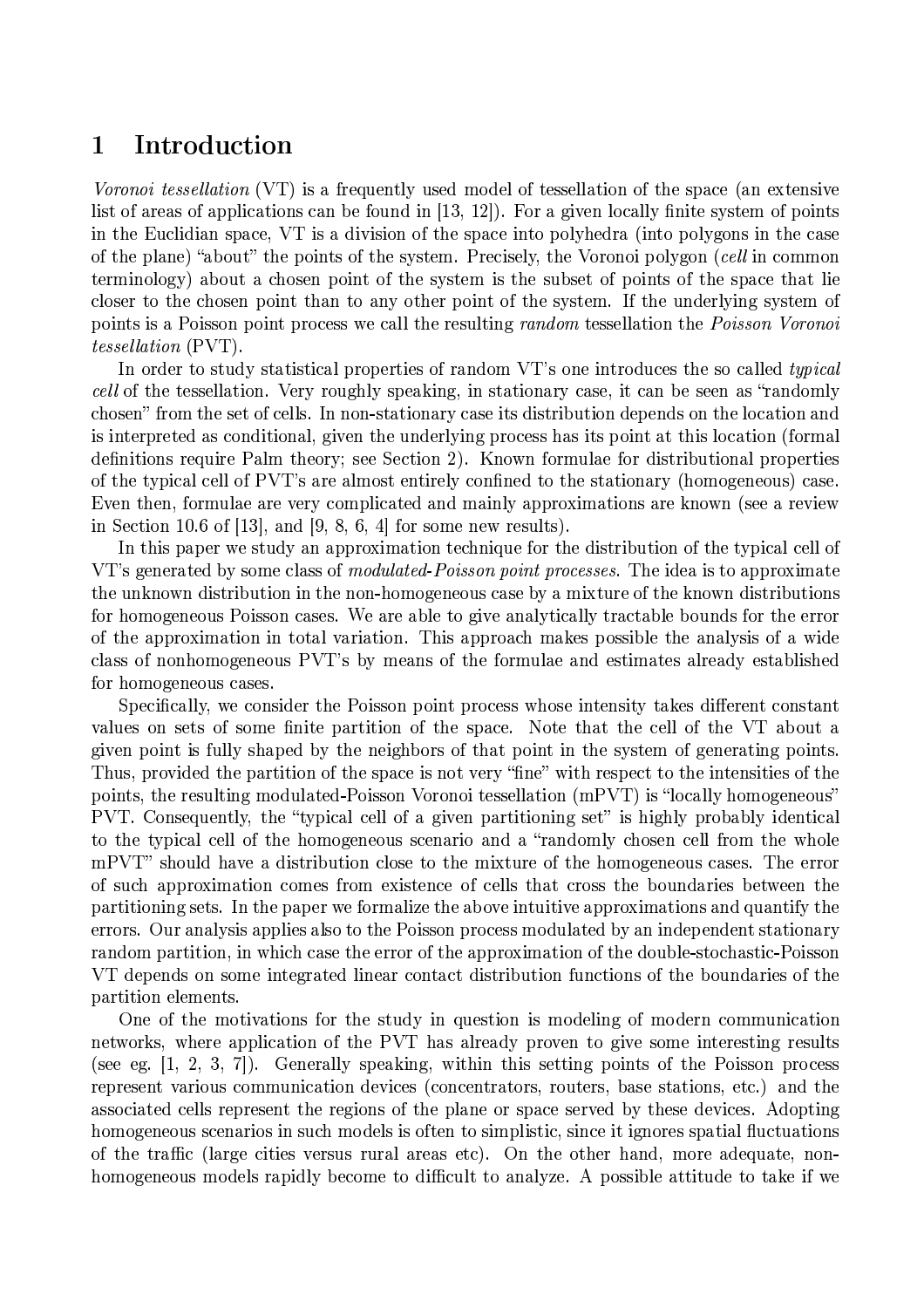# 1 Introduction

*Voronoi tessellation* (VT) is a frequently used model of tessellation of the space (an extensive list of areas of applications can be found in [13, 12]). For a given locally finite system of points in the Euclidian space, VT is a division of the space into polyhedra (into polygons in the case of the plane) "about" the points of the system. Precisely, the Voronoi polygon (*cell* in common terminology) about a chosen point of the system is the subset of points of the space that lie closer to the chosen point than to any other point of the system. If the underlying system of points is a Poisson point process we call the resulting *random* tessellation the *Poisson Voronoi tessellation* (PVT).

In order to study statistical properties of random VT's one introduces the so called *typical cell* of the tessellation. Very roughly speaking, in stationary case, it can be seen as "randomly chosen" from the set of cells. In non-stationary case its distribution depends on the location and is interpreted as conditional, given the underlying process has its point at this location (formal definitions require Palm theory; see Section 2). Known formulae for distributional properties of the typical cell of PVT's are almost entirely confined to the stationary (homogeneous) case. Even then, formulae are very complicated and mainly approximations are known (see a review in Section 10.6 of [13], and [9, 8, 6, 4] for some new results).

In this paper we study an approximation technique for the distribution of the typical cell of VT's generated by some class of *modulated-Poisson point processes.* The idea is to approximate the unknown distribution in the non-homogeneous case by a mixture of the known distributions for homogeneous Poisson cases. We are able to give analytically tractable bounds for the error of the approximation in total variation. This approach makes possible the analysis of a wide class of nonhomogeneous PVT's by means of the formulae and estimates already established for homogeneous cases.

Specifically, we consider the Poisson point process whose intensity takes different constant values on sets of some finite partition of the space. Note that the cell of the VT about a given point is fully shaped by the neighbors of that point in the system of generating points. Thus, provided the partition of the space is not very "fine" with respect to the intensities of the points, the resulting modulated-Poisson Voronoi tessellation (mPVT) is "locally homogeneous" PVT. Consequently, the "typical cell of a given partitioning set" is highly probably identical to the typical cell of the homogeneous scenario and a "randomly chosen cell from the whole mPVT" should have a distribution close to the mixture of the homogeneous cases. The error of such approximation comes from existence of cells that cross the boundaries between the partitioning sets. In the paper we formalize the above intuitive approximations and quantify the errors. Our analysis applies also to the Poisson process modulated by an independent stationary random partition, in which case the error of the approximation of the double-stochastic-Poisson VT depends on some integrated linear contact distribution functions of the boundaries of the partition elements.

One of the motivations for the study in question is modeling of modern communication networks, where application of the PVT has already proven to give some interesting results (see eg. [1, 2, 3, 7]). Generally speaking, within this setting points of the Poisson process represent various communication devices (concentrators, routers, base stations, etc.) and the associated cells represent the regions of the plane or space served by these devices. Adopting homogeneous scenarios in such models is often to simplistic, since it ignores spatial fluctuations of the traffic (large cities versus rural areas etc). On the other hand, more adequate, non-homogeneous models rapidly become to difficult to analyze. A possible attitude to take if we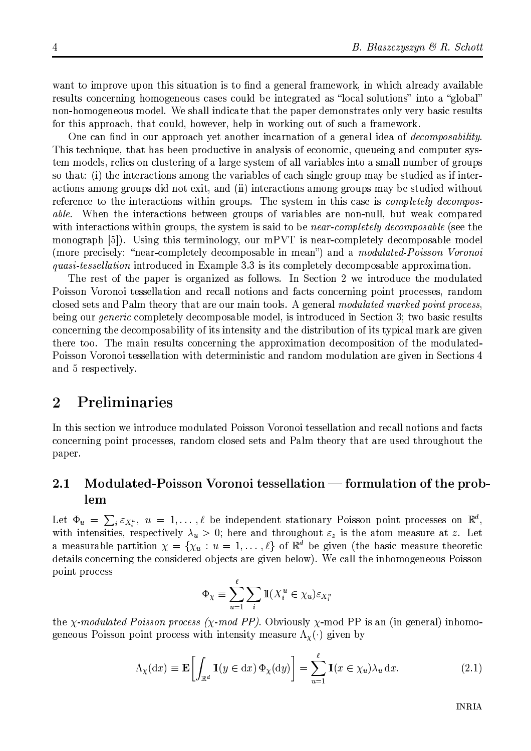want to improve upon this situation is to find a general framework, in which already available results concerning homogeneous cases could be integrated as "local solutions" into a "global" non-homogeneous model. We shall indicate that the paper demonstrates only very basic results for this approach, that could, however, help in working out of such a framework.

One can find in our approach yet another incarnation of a general idea of *decomposability*. This technique, that has been productive in analysis of economic, queueing and computer system models, relies on clustering of a large system of all variables into a small number of groups so that: (i) the interactions among the variables of each single group may be studied as if interactions among groups did not exit, and (ii) interactions among groups may be studied without reference to the interactions within groups. The system in this case is *completely decomposable*. When the interactions between groups of variables are non-null, but weak compared with interactions within groups, the system is said to be *near-completely decomposable* (see the monograph [5]). Using this terminology, our mPVT is near-completely decomposable model (more precisely: "near-completely decomposable in mean") and a *modulated-Poisson Voronoi quasi-tessellation* introduced in Example 3.3 is its completely decomposable approximation.

The rest of the paper is organized as follows. In Section 2 we introduce the modulated Poisson Voronoi tessellation and recall notions and facts concerning point processes, random closed sets and Palm theory that are our main tools. A general *modulated marked point process*, being our *generic* completely decomposable model, is introduced in Section 3; two basic results concerning the decomposability of its intensity and the distribution of its typical mark are given there too. The main results concerning the approximation decomposition of the modulated-Poisson Voronoi tessellation with deterministic and random modulation are given in Sections 4 and 5 respectively.

# 2 Preliminaries

In this section we introduce modulated Poisson Voronoi tessellation and recall notions and facts concerning point processes, random closed sets and Palm theory that are used throughout the paper.

## 2.1 Modulated-Poisson Voronoi tessellation — formulation of the problem

Let $\Phi_u = \sum_i \varepsilon_{X_i^u}$, $u = 1, \ldots, \ell$ be independent stationary Poisson point processes on $\mathbb{R}^d$, with intensities, respectively $\lambda_u > 0$; here and throughout $\varepsilon_z$ is the atom measure at $z$. Let a measurable partition $\chi = \{\chi_u : u = 1, \ldots, \ell\}$ of $\mathbb{R}^d$ be given (the basic measure theoretic details concerning the considered objects are given below). We call the inhomogeneous Poisson point process

$$\Phi_\chi \equiv \sum_{u=1}^{\ell} \sum_i \mathbb{I}(X_i^u \in \chi_u) \varepsilon_{X_i^u}$$

the *$\chi$-modulated Poisson process ($\chi$-mod PP)*. Obviously $\chi$-mod PP is an (in general) inhomogeneous Poisson point process with intensity measure $\Lambda_\chi(\cdot)$ given by

$$\Lambda_\chi(\mathrm{d}x) \equiv \mathbf{E}\left[\int_{\mathbb{R}^d} \mathbb{I}(y \in \mathrm{d}x)\, \Phi_\chi(\mathrm{d}y)\right] = \sum_{u=1}^{\ell} \mathbb{I}(x \in \chi_u) \lambda_u \,\mathrm{d}x. \tag{2.1}$$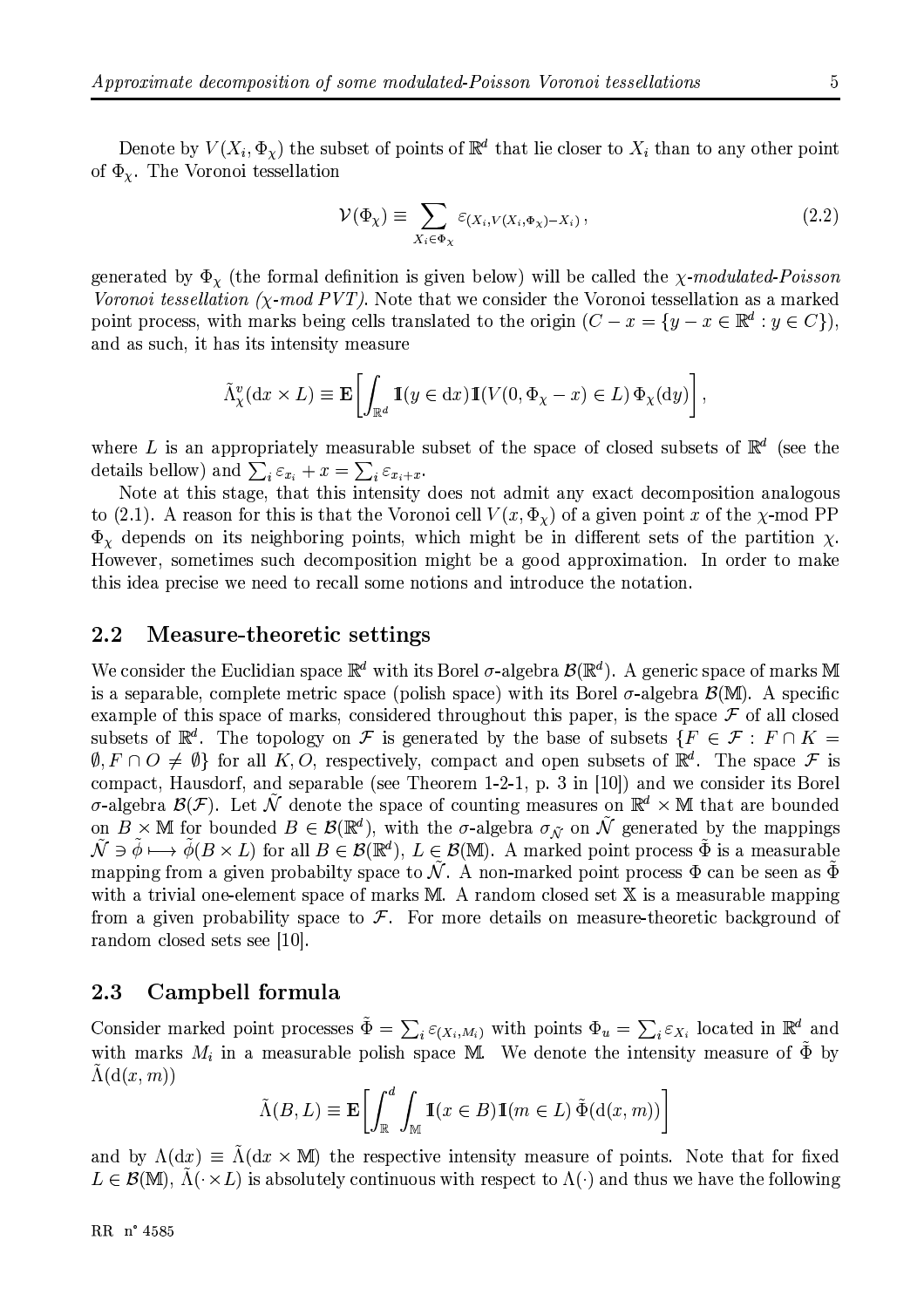Denote by $V(X_i, \Phi_\chi)$ the subset of points of $\mathbb{R}^d$ that lie closer to $X_i$ than to any other point of $\Phi_\chi$. The Voronoi tessellation

$$\mathcal{V}(\Phi_\chi) \equiv \sum_{X_i \in \Phi_\chi} \varepsilon_{(X_i, V(X_i, \Phi_\chi) - X_i)}, \tag{2.2}$$

generated by $\Phi_\chi$ (the formal definition is given below) will be called the *$\chi$-modulated-Poisson Voronoi tessellation ($\chi$-mod PVT)*. Note that we consider the Voronoi tessellation as a marked point process, with marks being cells translated to the origin ($C - x = \{y - x \in \mathbb{R}^d : y \in C\}$), and as such, it has its intensity measure

$$\tilde{\Lambda}^v_\chi(\mathrm{d}x \times L) \equiv \mathbf{E}\left[\int_{\mathbb{R}^d} \mathbb{1}(y \in \mathrm{d}x)\, \mathbb{1}(V(0, \Phi_\chi - x) \in L)\, \Phi_\chi(\mathrm{d}y)\right],$$

where $L$ is an appropriately measurable subset of the space of closed subsets of $\mathbb{R}^d$ (see the details bellow) and $\sum_i \varepsilon_{x_i} + x = \sum_i \varepsilon_{x_i + x}$.

Note at this stage, that this intensity does not admit any exact decomposition analogous to (2.1). A reason for this is that the Voronoi cell $V(x, \Phi_\chi)$ of a given point $x$ of the $\chi$-mod PP $\Phi_\chi$ depends on its neighboring points, which might be in different sets of the partition $\chi$. However, sometimes such decomposition might be a good approximation. In order to make this idea precise we need to recall some notions and introduce the notation.

## 2.2 Measure-theoretic settings

We consider the Euclidian space $\mathbb{R}^d$ with its Borel $\sigma$-algebra $\mathcal{B}(\mathbb{R}^d)$. A generic space of marks $\mathbb{M}$ is a separable, complete metric space (polish space) with its Borel $\sigma$-algebra $\mathcal{B}(\mathbb{M})$. A specific example of this space of marks, considered throughout this paper, is the space $\mathcal{F}$ of all closed subsets of $\mathbb{R}^d$. The topology on $\mathcal{F}$ is generated by the base of subsets $\{F \in \mathcal{F} : F \cap K = \emptyset, F \cap O \neq \emptyset\}$ for all $K, O$, respectively, compact and open subsets of $\mathbb{R}^d$. The space $\mathcal{F}$ is compact, Hausdorf, and separable (see Theorem 1-2-1, p. 3 in [10]) and we consider its Borel $\sigma$-algebra $\mathcal{B}(\mathcal{F})$. Let $\tilde{\mathcal{N}}$ denote the space of counting measures on $\mathbb{R}^d \times \mathbb{M}$ that are bounded on $B \times \mathbb{M}$ for bounded $B \in \mathcal{B}(\mathbb{R}^d)$, with the $\sigma$-algebra $\sigma_{\tilde{\mathcal{N}}}$ on $\tilde{\mathcal{N}}$ generated by the mappings $\tilde{\mathcal{N}} \ni \tilde{\phi} \longmapsto \tilde{\phi}(B \times L)$ for all $B \in \mathcal{B}(\mathbb{R}^d)$, $L \in \mathcal{B}(\mathbb{M})$. A marked point process $\tilde{\Phi}$ is a measurable mapping from a given probabilty space to $\tilde{\mathcal{N}}$. A non-marked point process $\Phi$ can be seen as $\tilde{\Phi}$ with a trivial one-element space of marks $\mathbb{M}$. A random closed set $\mathbb{X}$ is a measurable mapping from a given probability space to $\mathcal{F}$. For more details on measure-theoretic background of random closed sets see [10].

## 2.3 Campbell formula

Consider marked point processes $\tilde{\Phi} = \sum_i \varepsilon_{(X_i, M_i)}$ with points $\Phi_u = \sum_i \varepsilon_{X_i}$ located in $\mathbb{R}^d$ and with marks $M_i$ in a measurable polish space $\mathbb{M}$. We denote the intensity measure of $\tilde{\Phi}$ by $\tilde{\Lambda}(\mathrm{d}(x, m))$

$$\tilde{\Lambda}(B, L) \equiv \mathbf{E}\left[\int_{\mathbb{R}}^{d} \int_{\mathbb{M}} \mathbb{1}(x \in B)\, \mathbb{1}(m \in L)\, \tilde{\Phi}(\mathrm{d}(x, m))\right]$$

and by $\Lambda(\mathrm{d}x) \equiv \tilde{\Lambda}(\mathrm{d}x \times \mathbb{M})$ the respective intensity measure of points. Note that for fixed $L \in \mathcal{B}(\mathbb{M})$, $\tilde{\Lambda}(\cdot \times L)$ is absolutely continuous with respect to $\Lambda(\cdot)$ and thus we have the following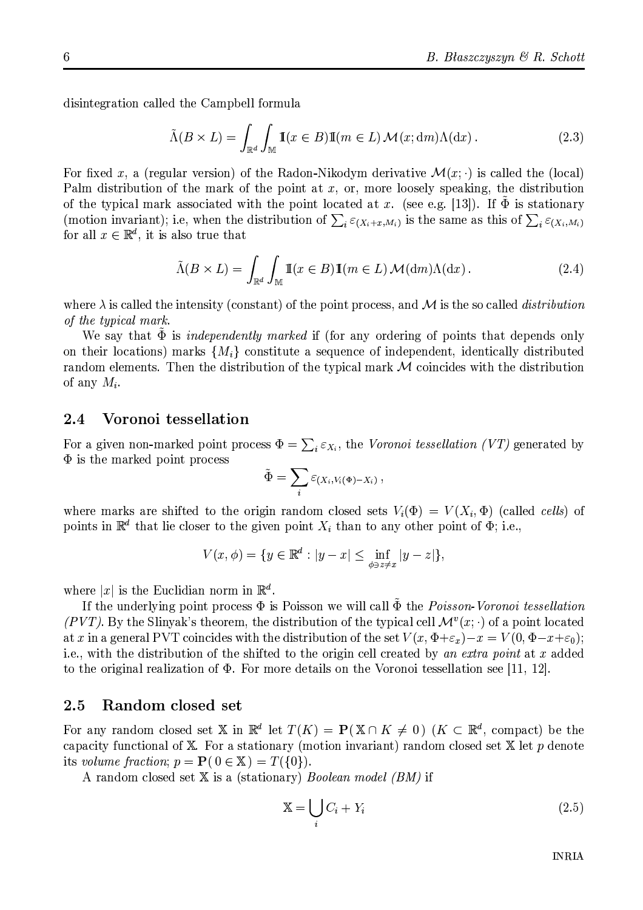disintegration called the Campbell formula

$$\tilde{\Lambda}(B \times L) = \int_{\mathbb{R}^d} \int_{\mathbb{M}} \mathbb{1}(x \in B) \mathbb{1}(m \in L) \mathcal{M}(x; \mathrm{d}m) \Lambda(\mathrm{d}x) . \tag{2.3}$$

For fixed $x$, a (regular version) of the Radon-Nikodym derivative $\mathcal{M}(x; \cdot)$ is called the (local) Palm distribution of the mark of the point at $x$, or, more loosely speaking, the distribution of the typical mark associated with the point located at $x$. (see e.g. [13]). If $\tilde{\Phi}$ is stationary (motion invariant); i.e, when the distribution of $\sum_i \varepsilon_{(X_i + x, M_i)}$ is the same as this of $\sum_i \varepsilon_{(X_i, M_i)}$ for all $x \in \mathbb{R}^d$, it is also true that

$$\tilde{\Lambda}(B \times L) = \int_{\mathbb{R}^d} \int_{\mathbb{M}} \mathbb{1}(x \in B) \mathbb{1}(m \in L) \mathcal{M}(\mathrm{d}m) \Lambda(\mathrm{d}x) . \tag{2.4}$$

where $\lambda$ is called the intensity (constant) of the point process, and $\mathcal{M}$ is the so called *distribution of the typical mark*.

We say that $\tilde{\Phi}$ is *independently marked* if (for any ordering of points that depends only on their locations) marks $\{M_i\}$ constitute a sequence of independent, identically distributed random elements. Then the distribution of the typical mark $\mathcal{M}$ coincides with the distribution of any $M_i$.

## 2.4 Voronoi tessellation

For a given non-marked point process $\Phi = \sum_i \varepsilon_{X_i}$, the *Voronoi tessellation (VT)* generated by $\Phi$ is the marked point process

$$\tilde{\Phi} = \sum_i \varepsilon_{(X_i, V_i(\Phi) - X_i)} ,$$

where marks are shifted to the origin random closed sets $V_i(\Phi) = V(X_i, \Phi)$ (called *cells*) of points in $\mathbb{R}^d$ that lie closer to the given point $X_i$ than to any other point of $\Phi$; i.e.,

$$V(x, \phi) = \{y \in \mathbb{R}^d : |y - x| \leq \inf_{\phi \ni z \neq x} |y - z|\},$$

where $|x|$ is the Euclidian norm in $\mathbb{R}^d$.

If the underlying point process $\Phi$ is Poisson we will call $\tilde{\Phi}$ the *Poisson-Voronoi tessellation (PVT)*. By the Slinyak's theorem, the distribution of the typical cell $\mathcal{M}^v(x; \cdot)$ of a point located at $x$ in a general PVT coincides with the distribution of the set $V(x, \Phi + \varepsilon_x) - x = V(0, \Phi - x + \varepsilon_0)$; i.e., with the distribution of the shifted to the origin cell created by *an extra point* at $x$ added to the original realization of $\Phi$. For more details on the Voronoi tessellation see [11, 12].

## 2.5 Random closed set

For any random closed set $\mathbb{X}$ in $\mathbb{R}^d$ let $T(K) = \mathbf{P}(\mathbb{X} \cap K \neq 0)$ ($K \subset \mathbb{R}^d$, compact) be the capacity functional of $\mathbb{X}$. For a stationary (motion invariant) random closed set $\mathbb{X}$ let $p$ denote its *volume fraction*; $p = \mathbf{P}(0 \in \mathbb{X}) = T(\{0\})$.

A random closed set $\mathbb{X}$ is a (stationary) *Boolean model (BM)* if

$$\mathbb{X} = \bigcup_i C_i + Y_i \tag{2.5}$$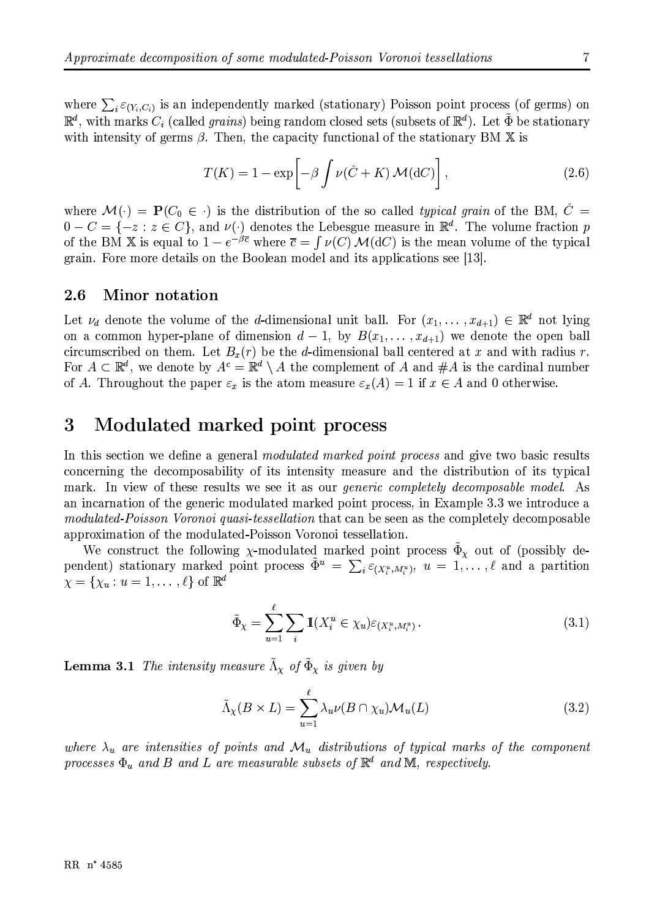where $\sum_i \varepsilon_{(Y_i,C_i)}$ is an independently marked (stationary) Poisson point process (of germs) on $\mathbb{R}^d$, with marks $C_i$ (called *grains*) being random closed sets (subsets of $\mathbb{R}^d$). Let $\tilde{\Phi}$ be stationary with intensity of germs $\beta$. Then, the capacity functional of the stationary BM $\mathbb{X}$ is

$$T(K) = 1 - \exp\left[-\beta \int \nu(\check{C} + K)\, \mathcal{M}(\mathrm{d}C)\right], \tag{2.6}$$

where $\mathcal{M}(\cdot) = \mathbf{P}(C_0 \in \cdot)$ is the distribution of the so called *typical grain* of the BM, $\check{C} = 0 - C = \{-z : z \in C\}$, and $\nu(\cdot)$ denotes the Lebesgue measure in $\mathbb{R}^d$. The volume fraction $p$ of the BM $\mathbb{X}$ is equal to $1 - e^{-\beta\overline{c}}$ where $\overline{c} = \int \nu(C)\, \mathcal{M}(\mathrm{d}C)$ is the mean volume of the typical grain. Fore more details on the Boolean model and its applications see [13].

### 2.6 Minor notation

Let $\nu_d$ denote the volume of the $d$-dimensional unit ball. For $(x_1, \ldots, x_{d+1}) \in \mathbb{R}^d$ not lying on a common hyper-plane of dimension $d-1$, by $B(x_1, \ldots, x_{d+1})$ we denote the open ball circumscribed on them. Let $B_x(r)$ be the $d$-dimensional ball centered at $x$ and with radius $r$. For $A \subset \mathbb{R}^d$, we denote by $A^c = \mathbb{R}^d \setminus A$ the complement of $A$ and $\#A$ is the cardinal number of $A$. Throughout the paper $\varepsilon_x$ is the atom measure $\varepsilon_x(A) = 1$ if $x \in A$ and 0 otherwise.

## 3 Modulated marked point process

In this section we define a general *modulated marked point process* and give two basic results concerning the decomposability of its intensity measure and the distribution of its typical mark. In view of these results we see it as our *generic completely decomposable model*. As an incarnation of the generic modulated marked point process, in Example 3.3 we introduce a *modulated-Poisson Voronoi quasi-tessellation* that can be seen as the completely decomposable approximation of the modulated-Poisson Voronoi tessellation.

We construct the following $\chi$-modulated marked point process $\tilde{\Phi}_\chi$ out of (possibly dependent) stationary marked point process $\tilde{\Phi}^u = \sum_i \varepsilon_{(X_i^u, M_i^u)}$, $u = 1, \ldots, \ell$ and a partition $\chi = \{\chi_u : u = 1, \ldots, \ell\}$ of $\mathbb{R}^d$

$$\tilde{\Phi}_\chi = \sum_{u=1}^{\ell} \sum_i \mathbb{1}(X_i^u \in \chi_u) \varepsilon_{(X_i^u, M_i^u)} \,. \tag{3.1}$$

**Lemma 3.1** *The intensity measure $\tilde{\Lambda}_\chi$ of $\tilde{\Phi}_\chi$ is given by*

$$\tilde{\Lambda}_\chi(B \times L) = \sum_{u=1}^{\ell} \lambda_u \nu(B \cap \chi_u) \mathcal{M}_u(L) \tag{3.2}$$

*where $\lambda_u$ are intensities of points and $\mathcal{M}_u$ distributions of typical marks of the component processes $\Phi_u$ and $B$ and $L$ are measurable subsets of $\mathbb{R}^d$ and $\mathbb{M}$, respectively.*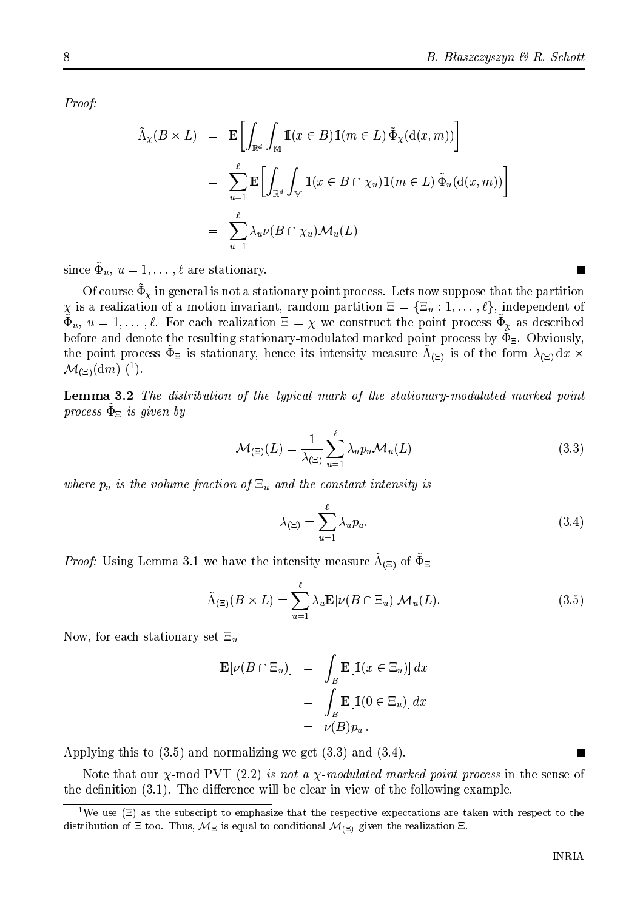*Proof:*

$$
\begin{aligned}
\tilde{\Lambda}_\chi(B \times L) &= \mathbf{E}\Big[\int_{\mathbb{R}^d}\int_{\mathbb{M}} \mathbb{1}(x \in B)\mathbb{1}(m \in L)\,\tilde{\Phi}_\chi(\mathrm{d}(x,m))\Big] \\
&= \sum_{u=1}^{\ell} \mathbf{E}\Big[\int_{\mathbb{R}^d}\int_{\mathbb{M}} \mathbb{1}(x \in B \cap \chi_u)\mathbb{1}(m \in L)\,\tilde{\Phi}_u(\mathrm{d}(x,m))\Big] \\
&= \sum_{u=1}^{\ell} \lambda_u \nu(B \cap \chi_u)\mathcal{M}_u(L)
\end{aligned}
$$

since $\tilde{\Phi}_u$, $u = 1, \ldots, \ell$ are stationary. ∎

Of course $\tilde{\Phi}_\chi$ in general is not a stationary point process. Lets now suppose that the partition $\chi$ is a realization of a motion invariant, random partition $\Xi = \{\Xi_u : 1, \ldots, \ell\}$, independent of $\tilde{\Phi}_u$, $u = 1, \ldots, \ell$. For each realization $\Xi = \chi$ we construct the point process $\tilde{\Phi}_\chi$ as described before and denote the resulting stationary-modulated marked point process by $\tilde{\Phi}_\Xi$. Obviously, the point process $\tilde{\Phi}_\Xi$ is stationary, hence its intensity measure $\tilde{\Lambda}_{(\Xi)}$ is of the form $\lambda_{(\Xi)}\mathrm{d}x \times \mathcal{M}_{(\Xi)}(\mathrm{d}m)$ [1].

**Lemma 3.2** *The distribution of the typical mark of the stationary-modulated marked point process $\tilde{\Phi}_\Xi$ is given by*

$$
\mathcal{M}_{(\Xi)}(L) = \frac{1}{\lambda_{(\Xi)}} \sum_{u=1}^{\ell} \lambda_u p_u \mathcal{M}_u(L) \tag{3.3}
$$

*where $p_u$ is the volume fraction of $\Xi_u$ and the constant intensity is*

$$
\lambda_{(\Xi)} = \sum_{u=1}^{\ell} \lambda_u p_u. \tag{3.4}
$$

*Proof:* Using Lemma 3.1 we have the intensity measure $\tilde{\Lambda}_{(\Xi)}$ of $\tilde{\Phi}_\Xi$

$$
\tilde{\Lambda}_{(\Xi)}(B \times L) = \sum_{u=1}^{\ell} \lambda_u \mathbf{E}[\nu(B \cap \Xi_u)]\mathcal{M}_u(L). \tag{3.5}
$$

Now, for each stationary set $\Xi_u$

$$
\begin{aligned}
\mathbf{E}[\nu(B \cap \Xi_u)] &= \int_B \mathbf{E}[\mathbb{1}(x \in \Xi_u)]\,dx \\
&= \int_B \mathbf{E}[\mathbb{1}(0 \in \Xi_u)]\,dx \\
&= \nu(B)p_u\,.
\end{aligned}
$$

Applying this to (3.5) and normalizing we get (3.3) and (3.4). ∎

Note that our $\chi$-mod PVT (2.2) *is not a $\chi$-modulated marked point process* in the sense of the definition (3.1). The difference will be clear in view of the following example.

[1] We use $(\Xi)$ as the subscript to emphasize that the respective expectations are taken with respect to the distribution of $\Xi$ too. Thus, $\mathcal{M}_\Xi$ is equal to conditional $\mathcal{M}_{(\Xi)}$ given the realization $\Xi$.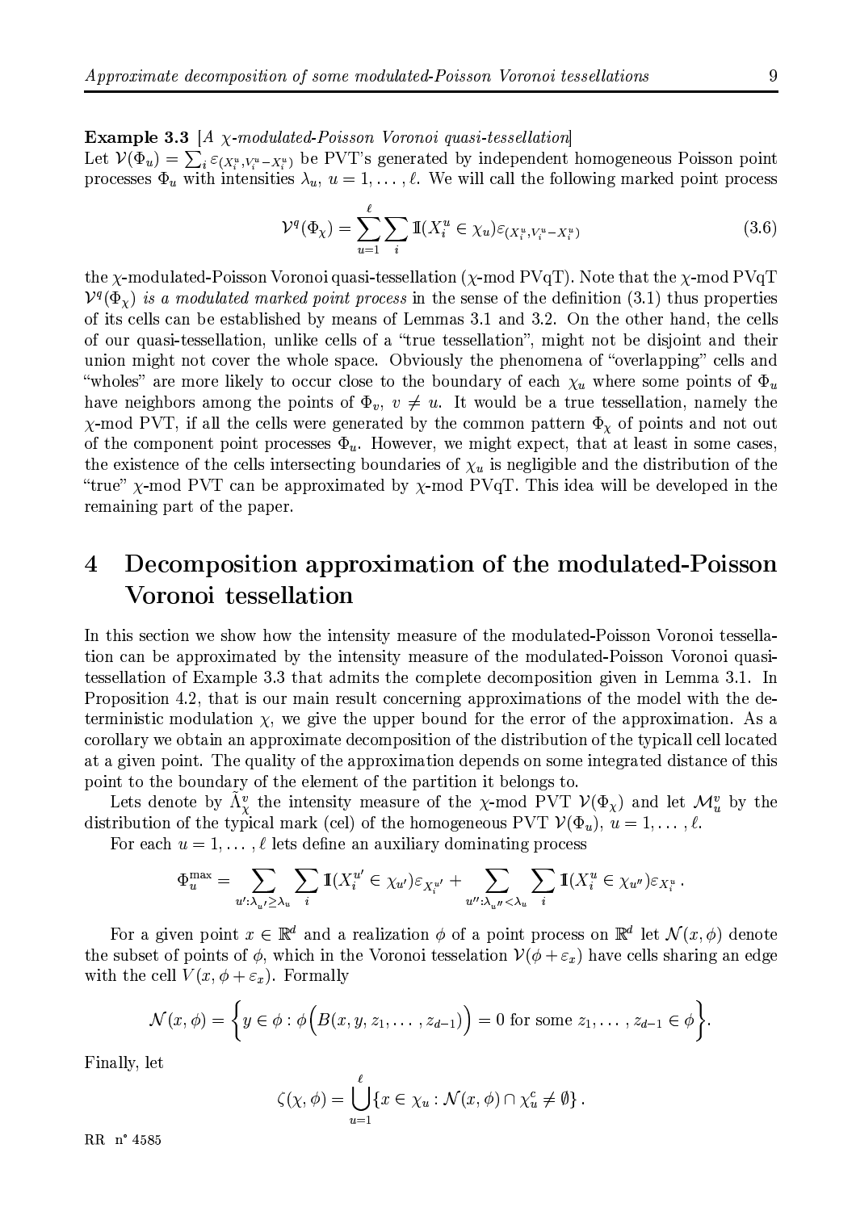**Example 3.3** [*A $\chi$-modulated-Poisson Voronoi quasi-tessellation*]
Let $\mathcal{V}(\Phi_u) = \sum_i \varepsilon_{(X_i^u, V_i^u - X_i^u)}$ be PVT's generated by independent homogeneous Poisson point processes $\Phi_u$ with intensities $\lambda_u$, $u = 1, \ldots, \ell$. We will call the following marked point process

$$\mathcal{V}^q(\Phi_\chi) = \sum_{u=1}^{\ell} \sum_i \mathbb{I}(X_i^u \in \chi_u) \varepsilon_{(X_i^u, V_i^u - X_i^u)} \tag{3.6}$$

the $\chi$-modulated-Poisson Voronoi quasi-tessellation ($\chi$-mod PVqT). Note that the $\chi$-mod PVqT $\mathcal{V}^q(\Phi_\chi)$ *is a modulated marked point process* in the sense of the definition (3.1) thus properties of its cells can be established by means of Lemmas 3.1 and 3.2. On the other hand, the cells of our quasi-tessellation, unlike cells of a "true tessellation", might not be disjoint and their union might not cover the whole space. Obviously the phenomena of "overlapping" cells and "wholes" are more likely to occur close to the boundary of each $\chi_u$ where some points of $\Phi_u$ have neighbors among the points of $\Phi_v$, $v \neq u$. It would be a true tessellation, namely the $\chi$-mod PVT, if all the cells were generated by the common pattern $\Phi_\chi$ of points and not out of the component point processes $\Phi_u$. However, we might expect, that at least in some cases, the existence of the cells intersecting boundaries of $\chi_u$ is negligible and the distribution of the "true" $\chi$-mod PVT can be approximated by $\chi$-mod PVqT. This idea will be developed in the remaining part of the paper.

# 4 Decomposition approximation of the modulated-Poisson Voronoi tessellation

In this section we show how the intensity measure of the modulated-Poisson Voronoi tessellation can be approximated by the intensity measure of the modulated-Poisson Voronoi quasi-tessellation of Example 3.3 that admits the complete decomposition given in Lemma 3.1. In Proposition 4.2, that is our main result concerning approximations of the model with the deterministic modulation $\chi$, we give the upper bound for the error of the approximation. As a corollary we obtain an approximate decomposition of the distribution of the typicall cell located at a given point. The quality of the approximation depends on some integrated distance of this point to the boundary of the element of the partition it belongs to.

Lets denote by $\tilde{\Lambda}_\chi^v$ the intensity measure of the $\chi$-mod PVT $\mathcal{V}(\Phi_\chi)$ and let $\mathcal{M}_u^v$ by the distribution of the typical mark (cel) of the homogeneous PVT $\mathcal{V}(\Phi_u)$, $u = 1, \ldots, \ell$.

For each $u = 1, \ldots, \ell$ lets define an auxiliary dominating process

$$\Phi_u^{\max} = \sum_{u' : \lambda_{u'} \geq \lambda_u} \sum_i \mathbb{I}(X_i^{u'} \in \chi_{u'}) \varepsilon_{X_i^{u'}} + \sum_{u'' : \lambda_{u''} < \lambda_u} \sum_i \mathbb{I}(X_i^u \in \chi_{u''}) \varepsilon_{X_i^u} .$$

For a given point $x \in \mathbb{R}^d$ and a realization $\phi$ of a point process on $\mathbb{R}^d$ let $\mathcal{N}(x, \phi)$ denote the subset of points of $\phi$, which in the Voronoi tesselation $\mathcal{V}(\phi + \varepsilon_x)$ have cells sharing an edge with the cell $V(x, \phi + \varepsilon_x)$. Formally

$$\mathcal{N}(x, \phi) = \left\{ y \in \phi : \phi\Big(B(x, y, z_1, \ldots, z_{d-1})\Big) = 0 \text{ for some } z_1, \ldots, z_{d-1} \in \phi \right\}.$$

Finally, let

$$\zeta(\chi, \phi) = \bigcup_{u=1}^{\ell} \{x \in \chi_u : \mathcal{N}(x, \phi) \cap \chi_u^c \neq \emptyset\} .$$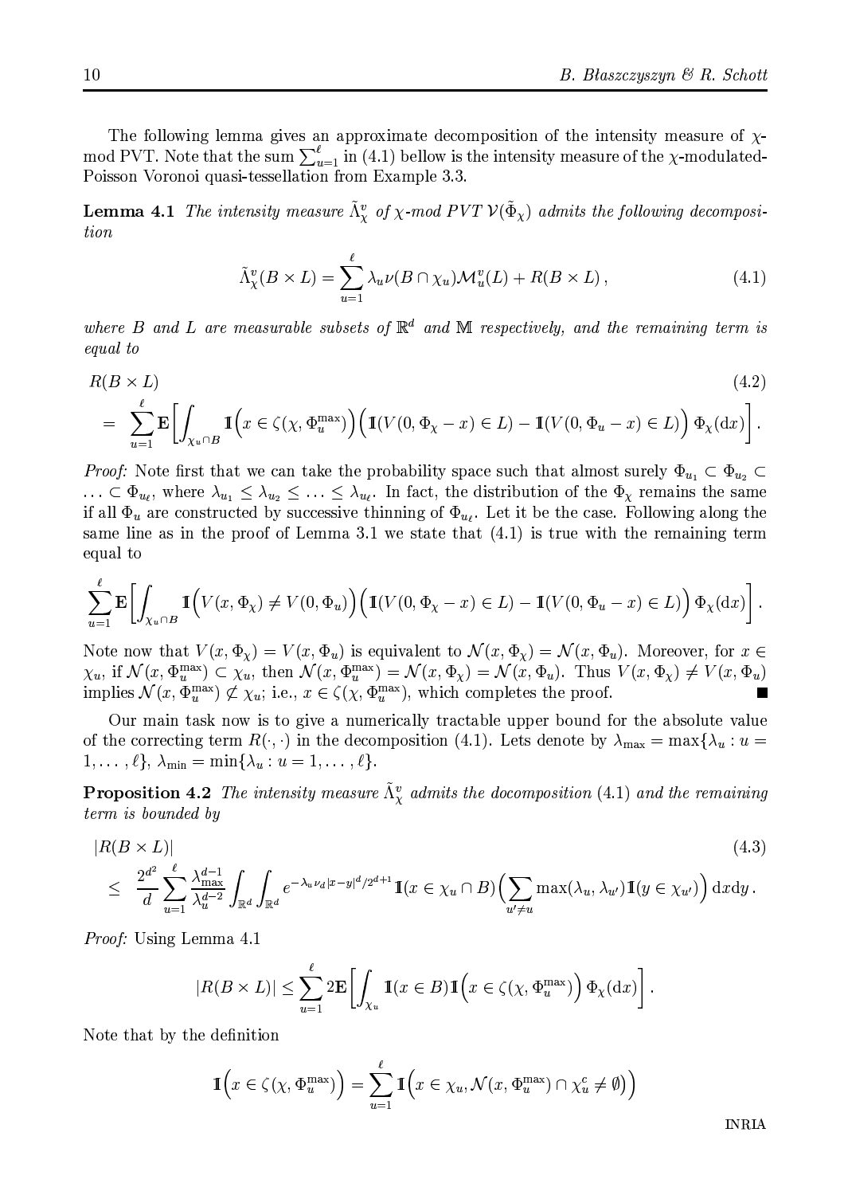The following lemma gives an approximate decomposition of the intensity measure of $\chi$-mod PVT. Note that the sum $\sum_{u=1}^{\ell}$ in (4.1) bellow is the intensity measure of the $\chi$-modulated-Poisson Voronoi quasi-tessellation from Example 3.3.

**Lemma 4.1** *The intensity measure $\tilde{\Lambda}^v_\chi$ of $\chi$-mod PVT $\mathcal{V}(\tilde{\Phi}_\chi)$ admits the following decomposition*

$$\tilde{\Lambda}^v_\chi(B \times L) = \sum_{u=1}^{\ell} \lambda_u \nu(B \cap \chi_u) \mathcal{M}^v_u(L) + R(B \times L)\,, \tag{4.1}$$

*where $B$ and $L$ are measurable subsets of $\mathbb{R}^d$ and $\mathbb{M}$ respectively, and the remaining term is equal to*

$$R(B \times L) \tag{4.2}$$
$$= \sum_{u=1}^{\ell} \mathbf{E}\bigg[\int_{\chi_u \cap B} \mathbb{1}\Big(x \in \zeta(\chi, \Phi^{\max}_u)\Big)\Big(\mathbb{1}(V(0, \Phi_\chi - x) \in L) - \mathbb{1}(V(0, \Phi_u - x) \in L)\Big)\, \Phi_\chi(\mathrm{d}x)\bigg].$$

*Proof:* Note first that we can take the probability space such that almost surely $\Phi_{u_1} \subset \Phi_{u_2} \subset \ldots \subset \Phi_{u_\ell}$, where $\lambda_{u_1} \le \lambda_{u_2} \le \ldots \le \lambda_{u_\ell}$. In fact, the distribution of the $\Phi_\chi$ remains the same if all $\Phi_u$ are constructed by successive thinning of $\Phi_{u_\ell}$. Let it be the case. Following along the same line as in the proof of Lemma 3.1 we state that (4.1) is true with the remaining term equal to

$$\sum_{u=1}^{\ell} \mathbf{E}\bigg[\int_{\chi_u \cap B} \mathbb{1}\Big(V(x, \Phi_\chi) \ne V(0, \Phi_u)\Big)\Big(\mathbb{1}(V(0, \Phi_\chi - x) \in L) - \mathbb{1}(V(0, \Phi_u - x) \in L)\Big)\, \Phi_\chi(\mathrm{d}x)\bigg].$$

Note now that $V(x, \Phi_\chi) = V(x, \Phi_u)$ is equivalent to $\mathcal{N}(x, \Phi_\chi) = \mathcal{N}(x, \Phi_u)$. Moreover, for $x \in \chi_u$, if $\mathcal{N}(x, \Phi^{\max}_u) \subset \chi_u$, then $\mathcal{N}(x, \Phi^{\max}_u) = \mathcal{N}(x, \Phi_\chi) = \mathcal{N}(x, \Phi_u)$. Thus $V(x, \Phi_\chi) \ne V(x, \Phi_u)$ implies $\mathcal{N}(x, \Phi^{\max}_u) \not\subset \chi_u$; i.e., $x \in \zeta(\chi, \Phi^{\max}_u)$, which completes the proof. ∎

Our main task now is to give a numerically tractable upper bound for the absolute value of the correcting term $R(\cdot,\cdot)$ in the decomposition (4.1). Lets denote by $\lambda_{\max} = \max\{\lambda_u : u = 1, \ldots, \ell\}$, $\lambda_{\min} = \min\{\lambda_u : u = 1, \ldots, \ell\}$.

**Proposition 4.2** *The intensity measure $\tilde{\Lambda}^v_\chi$ admits the docomposition (4.1) and the remaining term is bounded by*

$$|R(B \times L)| \tag{4.3}$$
$$\le \frac{2^{d^2}}{d} \sum_{u=1}^{\ell} \frac{\lambda_{\max}^{d-1}}{\lambda_u^{d-2}} \int_{\mathbb{R}^d}\int_{\mathbb{R}^d} e^{-\lambda_u \nu_d |x-y|^d / 2^{d+1}} \mathbb{1}(x \in \chi_u \cap B)\Big(\sum_{u' \ne u} \max(\lambda_u, \lambda_{u'}) \mathbb{1}(y \in \chi_{u'})\Big)\, \mathrm{d}x\mathrm{d}y\,.$$

*Proof:* Using Lemma 4.1

$$|R(B \times L)| \le \sum_{u=1}^{\ell} 2\mathbf{E}\bigg[\int_{\chi_u} \mathbb{1}(x \in B) \mathbb{1}\Big(x \in \zeta(\chi, \Phi^{\max}_u)\Big)\, \Phi_\chi(\mathrm{d}x)\bigg].$$

Note that by the definition

$$\mathbb{1}\Big(x \in \zeta(\chi, \Phi^{\max}_u)\Big) = \sum_{u=1}^{\ell} \mathbb{1}\Big(x \in \chi_u, \mathcal{N}(x, \Phi^{\max}_u) \cap \chi_u^c \ne \emptyset\Big)\Big)$$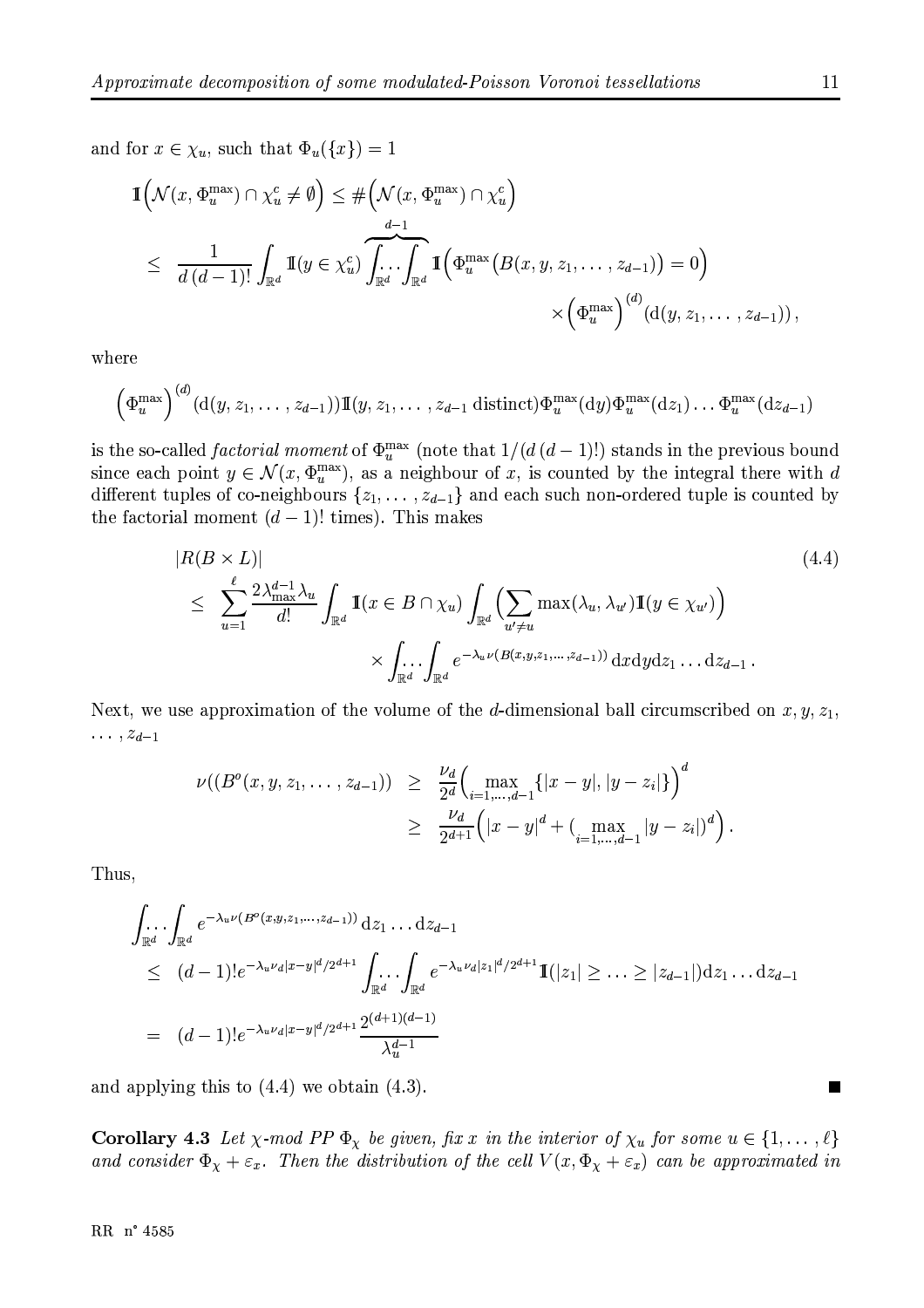and for $x \in \chi_u$, such that $\Phi_u(\{x\}) = 1$

$$
\begin{aligned}
\mathbb{1}\Big(\mathcal{N}(x, \Phi_u^{\max}) \cap \chi_u^c \neq \emptyset\Big) &\leq \#\Big(\mathcal{N}(x, \Phi_u^{\max}) \cap \chi_u^c\Big) \\
&\leq \frac{1}{d\,(d-1)!} \int_{\mathbb{R}^d} \mathbb{1}(y \in \chi_u^c) \overbrace{\int_{\mathbb{R}^d} \!\!\ldots\! \int_{\mathbb{R}^d}}^{d-1} \mathbb{1}\Big(\Phi_u^{\max}\big(B(x, y, z_1, \ldots, z_{d-1})\big) = 0\Big) \\
&\qquad\qquad \times \Big(\Phi_u^{\max}\Big)^{(d)}(\mathrm{d}(y, z_1, \ldots, z_{d-1}))\,,
\end{aligned}
$$

where

$$
\Big(\Phi_u^{\max}\Big)^{(d)}(\mathrm{d}(y, z_1, \ldots, z_{d-1}))\mathbb{1}(y, z_1, \ldots, z_{d-1} \text{ distinct})\Phi_u^{\max}(\mathrm{d}y)\Phi_u^{\max}(\mathrm{d}z_1)\ldots\Phi_u^{\max}(\mathrm{d}z_{d-1})
$$

is the so-called *factorial moment* of $\Phi_u^{\max}$ (note that $1/(d\,(d-1)!)$ stands in the previous bound since each point $y \in \mathcal{N}(x, \Phi_u^{\max})$, as a neighbour of $x$, is counted by the integral there with $d$ different tuples of co-neighbours $\{z_1, \ldots, z_{d-1}\}$ and each such non-ordered tuple is counted by the factorial moment $(d-1)!$ times). This makes

$$
\begin{aligned}
&|R(B \times L)| \qquad\qquad (4.4)\\
&\leq \sum_{u=1}^{\ell} \frac{2\lambda_{\max}^{d-1}\lambda_u}{d!} \int_{\mathbb{R}^d} \mathbb{1}(x \in B \cap \chi_u) \int_{\mathbb{R}^d} \Big(\sum_{u' \neq u} \max(\lambda_u, \lambda_{u'})\mathbb{1}(y \in \chi_{u'})\Big) \\
&\qquad\qquad \times \int_{\mathbb{R}^d} \!\!\ldots\! \int_{\mathbb{R}^d} e^{-\lambda_u \nu(B(x, y, z_1, \ldots, z_{d-1}))}\,\mathrm{d}x\mathrm{d}y\mathrm{d}z_1\ldots\mathrm{d}z_{d-1}\,.
\end{aligned}
$$

Next, we use approximation of the volume of the $d$-dimensional ball circumscribed on $x, y, z_1, \ldots, z_{d-1}$

$$
\begin{aligned}
\nu((B^o(x, y, z_1, \ldots, z_{d-1})) &\geq \frac{\nu_d}{2^d}\Big(\max_{i=1,\ldots,d-1}\{|x-y|, |y-z_i|\}\Big)^d \\
&\geq \frac{\nu_d}{2^{d+1}}\Big(|x-y|^d + (\max_{i=1,\ldots,d-1}|y-z_i|)^d\Big)\,.
\end{aligned}
$$

Thus,

$$
\begin{aligned}
&\int_{\mathbb{R}^d} \!\!\ldots\! \int_{\mathbb{R}^d} e^{-\lambda_u \nu(B^o(x, y, z_1, \ldots, z_{d-1}))}\,\mathrm{d}z_1\ldots\mathrm{d}z_{d-1} \\
&\leq (d-1)!e^{-\lambda_u\nu_d|x-y|^d/2^{d+1}} \int_{\mathbb{R}^d} \!\!\ldots\! \int_{\mathbb{R}^d} e^{-\lambda_u\nu_d|z_1|^d/2^{d+1}}\mathbb{1}(|z_1| \geq \ldots \geq |z_{d-1}|)\mathrm{d}z_1\ldots\mathrm{d}z_{d-1} \\
&= (d-1)!e^{-\lambda_u\nu_d|x-y|^d/2^{d+1}} \frac{2^{(d+1)(d-1)}}{\lambda_u^{d-1}}
\end{aligned}
$$

and applying this to (4.4) we obtain (4.3). ■

**Corollary 4.3** *Let $\chi$-mod PP $\Phi_\chi$ be given, fix $x$ in the interior of $\chi_u$ for some $u \in \{1, \ldots, \ell\}$ and consider $\Phi_\chi + \varepsilon_x$. Then the distribution of the cell $V(x, \Phi_\chi + \varepsilon_x)$ can be approximated in*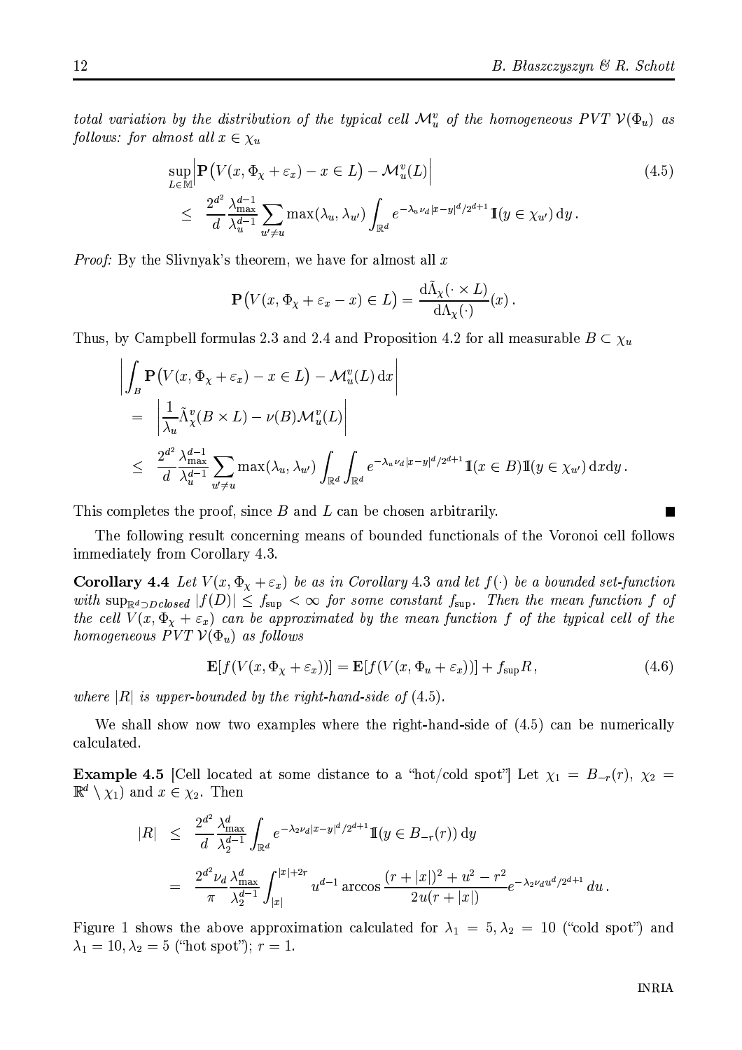total variation by the distribution of the typical cell $\mathcal{M}_u^v$ of the homogeneous PVT $\mathcal{V}(\Phi_u)$ as follows: for almost all $x \in \chi_u$

$$
\begin{aligned}
&\sup_{L\in\mathbb{M}}\Big|\mathbf{P}\big(V(x,\Phi_\chi+\varepsilon_x)-x\in L\big)-\mathcal{M}_u^v(L)\Big| \\
&\quad\leq\ \frac{2^{d^2}}{d}\frac{\lambda_{\max}^{d-1}}{\lambda_u^{d-1}}\sum_{u'\neq u}\max(\lambda_u,\lambda_{u'})\int_{\mathbb{R}^d}e^{-\lambda_u\nu_d|x-y|^d/2^{d+1}}\mathbb{I}(y\in\chi_{u'})\,\mathrm{d}y\,.
\end{aligned}
\tag{4.5}
$$

*Proof:* By the Slivnyak's theorem, we have for almost all $x$

$$
\mathbf{P}\big(V(x,\Phi_\chi+\varepsilon_x-x)\in L\big)=\frac{\mathrm{d}\tilde{\Lambda}_\chi(\cdot\times L)}{\mathrm{d}\Lambda_\chi(\cdot)}(x)\,.
$$

Thus, by Campbell formulas 2.3 and 2.4 and Proposition 4.2 for all measurable $B\subset\chi_u$

$$
\begin{aligned}
&\left|\int_B\mathbf{P}\big(V(x,\Phi_\chi+\varepsilon_x)-x\in L\big)-\mathcal{M}_u^v(L)\,\mathrm{d}x\right| \\
&=\ \left|\frac{1}{\lambda_u}\tilde{\Lambda}_\chi^v(B\times L)-\nu(B)\mathcal{M}_u^v(L)\right| \\
&\leq\ \frac{2^{d^2}}{d}\frac{\lambda_{\max}^{d-1}}{\lambda_u^{d-1}}\sum_{u'\neq u}\max(\lambda_u,\lambda_{u'})\int_{\mathbb{R}^d}\int_{\mathbb{R}^d}e^{-\lambda_u\nu_d|x-y|^d/2^{d+1}}\mathbb{I}(x\in B)\mathbb{I}(y\in\chi_{u'})\,\mathrm{d}x\mathrm{d}y\,.
\end{aligned}
$$

This completes the proof, since $B$ and $L$ can be chosen arbitrarily. ∎

The following result concerning means of bounded functionals of the Voronoi cell follows immediately from Corollary 4.3.

**Corollary 4.4** *Let $V(x,\Phi_\chi+\varepsilon_x)$ be as in Corollary 4.3 and let $f(\cdot)$ be a bounded set-function with $\sup_{\mathbb{R}^d\supset D\,\text{closed}}|f(D)|\leq f_{\sup}<\infty$ for some constant $f_{\sup}$. Then the mean function $f$ of the cell $V(x,\Phi_\chi+\varepsilon_x)$ can be approximated by the mean function $f$ of the typical cell of the homogeneous PVT $\mathcal{V}(\Phi_u)$ as follows*

$$
\mathbf{E}[f(V(x,\Phi_\chi+\varepsilon_x))]=\mathbf{E}[f(V(x,\Phi_u+\varepsilon_x))]+f_{\sup}R\,,
\tag{4.6}
$$

*where $|R|$ is upper-bounded by the right-hand-side of* (4.5).

We shall show now two examples where the right-hand-side of (4.5) can be numerically calculated.

**Example 4.5** [Cell located at some distance to a "hot/cold spot"] Let $\chi_1=B_{-r}(r)$, $\chi_2=\mathbb{R}^d\setminus\chi_1)$ and $x\in\chi_2$. Then

$$
\begin{aligned}
|R|\ &\leq\ \frac{2^{d^2}}{d}\frac{\lambda_{\max}^d}{\lambda_2^{d-1}}\int_{\mathbb{R}^d}e^{-\lambda_2\nu_d|x-y|^d/2^{d+1}}\mathbb{I}(y\in B_{-r}(r))\,\mathrm{d}y \\
&=\ \frac{2^{d^2}\nu_d}{\pi}\frac{\lambda_{\max}^d}{\lambda_2^{d-1}}\int_{|x|}^{|x|+2r}u^{d-1}\arccos\frac{(r+|x|)^2+u^2-r^2}{2u(r+|x|)}e^{-\lambda_2\nu_d u^d/2^{d+1}}\,du\,.
\end{aligned}
$$

Figure 1 shows the above approximation calculated for $\lambda_1=5,\lambda_2=10$ ("cold spot") and $\lambda_1=10,\lambda_2=5$ ("hot spot"); $r=1$.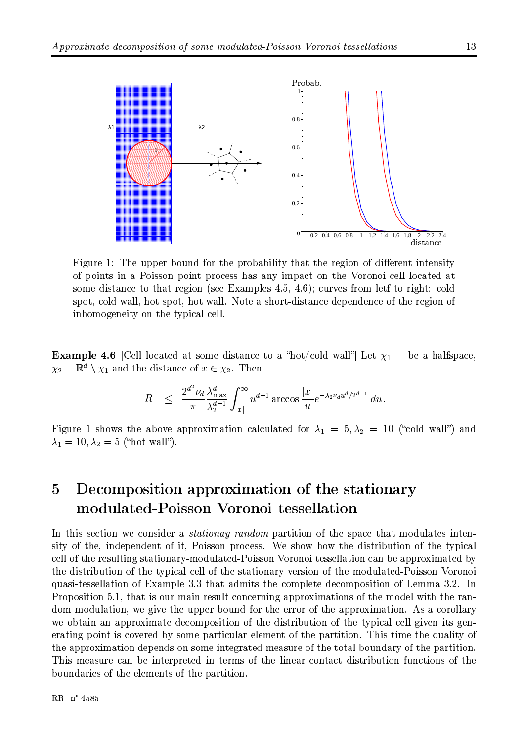Figure 1: The upper bound for the probability that the region of different intensity of points in a Poisson point process has any impact on the Voronoi cell located at some distance to that region (see Examples 4.5, 4.6); curves from letf to right: cold spot, cold wall, hot spot, hot wall. Note a short-distance dependence of the region of inhomogeneity on the typical cell.

**Example 4.6** [Cell located at some distance to a "hot/cold wall"] Let $\chi_1 =$ be a halfspace, $\chi_2 = \mathbb{R}^d \setminus \chi_1$ and the distance of $x \in \chi_2$. Then

$$|R| \;\leq\; \frac{2^{d^2}\nu_d}{\pi}\frac{\lambda_{\max}^d}{\lambda_2^{d-1}}\int_{|x|}^{\infty} u^{d-1}\arccos\frac{|x|}{u}e^{-\lambda_2\nu_d u^d/2^{d+1}}\,du\,.$$

Figure 1 shows the above approximation calculated for $\lambda_1 = 5, \lambda_2 = 10$ ("cold wall") and $\lambda_1 = 10, \lambda_2 = 5$ ("hot wall").

# 5 Decomposition approximation of the stationary modulated-Poisson Voronoi tessellation

In this section we consider a *stationay random* partition of the space that modulates intensity of the, independent of it, Poisson process. We show how the distribution of the typical cell of the resulting stationary-modulated-Poisson Voronoi tessellation can be approximated by the distribution of the typical cell of the stationary version of the modulated-Poisson Voronoi quasi-tessellation of Example 3.3 that admits the complete decomposition of Lemma 3.2. In Proposition 5.1, that is our main result concerning approximations of the model with the random modulation, we give the upper bound for the error of the approximation. As a corollary we obtain an approximate decomposition of the distribution of the typical cell given its generating point is covered by some particular element of the partition. This time the quality of the approximation depends on some integrated measure of the total boundary of the partition. This measure can be interpreted in terms of the linear contact distribution functions of the boundaries of the elements of the partition.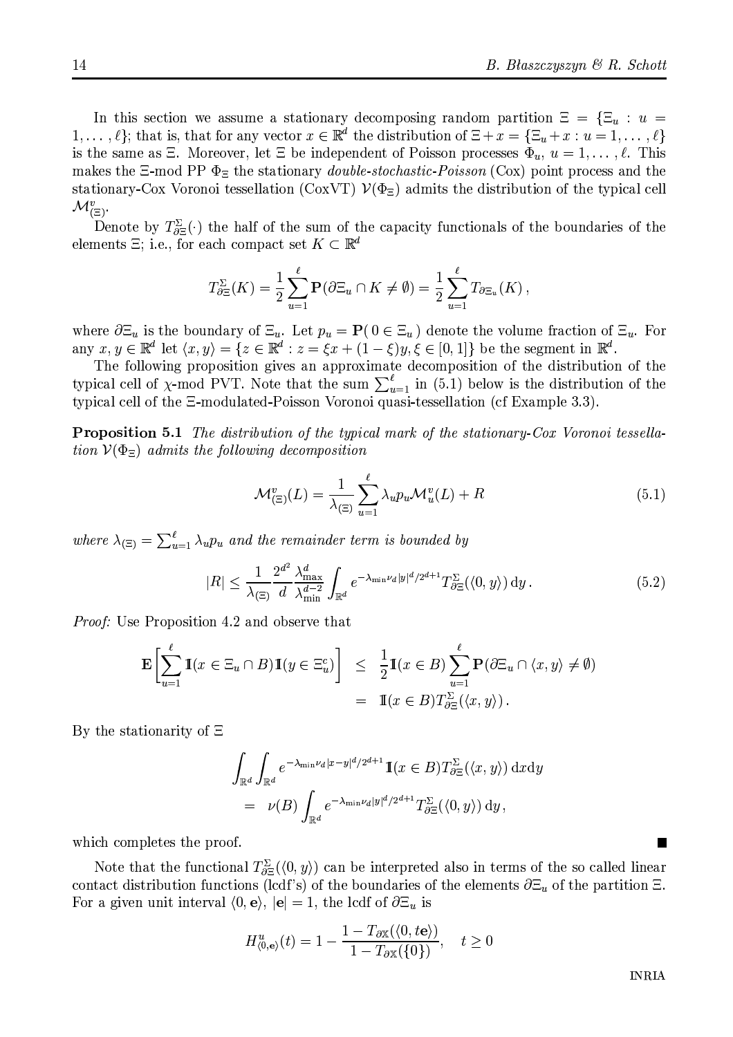In this section we assume a stationary decomposing random partition $\Xi = \{\Xi_u : u = 1,\ldots,\ell\}$; that is, that for any vector $x \in \mathbb{R}^d$ the distribution of $\Xi + x = \{\Xi_u + x : u = 1,\ldots,\ell\}$ is the same as $\Xi$. Moreover, let $\Xi$ be independent of Poisson processes $\Phi_u$, $u = 1,\ldots,\ell$. This makes the $\Xi$-mod PP $\Phi_\Xi$ the stationary *double-stochastic-Poisson* (Cox) point process and the stationary-Cox Voronoi tessellation (CoxVT) $\mathcal{V}(\Phi_\Xi)$ admits the distribution of the typical cell $\mathcal{M}^v_{(\Xi)}$.

Denote by $T^\Sigma_{\partial\Xi}(\cdot)$ the half of the sum of the capacity functionals of the boundaries of the elements $\Xi$; i.e., for each compact set $K \subset \mathbb{R}^d$

$$T^\Sigma_{\partial\Xi}(K) = \frac{1}{2}\sum_{u=1}^{\ell} \mathbf{P}(\partial\Xi_u \cap K \neq \emptyset) = \frac{1}{2}\sum_{u=1}^{\ell} T_{\partial\Xi_u}(K)\,,$$

where $\partial\Xi_u$ is the boundary of $\Xi_u$. Let $p_u = \mathbf{P}(\,0 \in \Xi_u\,)$ denote the volume fraction of $\Xi_u$. For any $x, y \in \mathbb{R}^d$ let $\langle x, y\rangle = \{z \in \mathbb{R}^d : z = \xi x + (1-\xi)y, \xi \in [0,1]\}$ be the segment in $\mathbb{R}^d$.

The following proposition gives an approximate decomposition of the distribution of the typical cell of $\chi$-mod PVT. Note that the sum $\sum_{u=1}^{\ell}$ in (5.1) below is the distribution of the typical cell of the $\Xi$-modulated-Poisson Voronoi quasi-tessellation (cf Example 3.3).

**Proposition 5.1** *The distribution of the typical mark of the stationary-Cox Voronoi tessellation $\mathcal{V}(\Phi_\Xi)$ admits the following decomposition*

$$\mathcal{M}^v_{(\Xi)}(L) = \frac{1}{\lambda_{(\Xi)}}\sum_{u=1}^{\ell} \lambda_u p_u \mathcal{M}^v_u(L) + R \tag{5.1}$$

*where $\lambda_{(\Xi)} = \sum_{u=1}^{\ell}\lambda_u p_u$ and the remainder term is bounded by*

$$|R| \leq \frac{1}{\lambda_{(\Xi)}}\frac{2^{d^2}}{d}\frac{\lambda^d_{\max}}{\lambda^{d-2}_{\min}}\int_{\mathbb{R}^d} e^{-\lambda_{\min}\nu_d|y|^d/2^{d+1}} T^\Sigma_{\partial\Xi}(\langle 0, y\rangle)\,\mathrm{d}y\,. \tag{5.2}$$

*Proof:* Use Proposition 4.2 and observe that

$$\begin{aligned}
\mathbf{E}\Bigg[\sum_{u=1}^{\ell}\mathbb{1}(x \in \Xi_u \cap B)\mathbb{1}(y \in \Xi_u^c)\Bigg] &\leq \frac{1}{2}\mathbb{1}(x \in B)\sum_{u=1}^{\ell}\mathbf{P}(\partial\Xi_u \cap \langle x, y\rangle \neq \emptyset)\\
&= \mathbb{1}(x \in B) T^\Sigma_{\partial\Xi}(\langle x, y\rangle)\,.
\end{aligned}$$

By the stationarity of $\Xi$

$$\begin{aligned}
&\int_{\mathbb{R}^d}\int_{\mathbb{R}^d} e^{-\lambda_{\min}\nu_d|x-y|^d/2^{d+1}}\mathbb{1}(x \in B) T^\Sigma_{\partial\Xi}(\langle x, y\rangle)\,\mathrm{d}x\mathrm{d}y\\
&= \nu(B)\int_{\mathbb{R}^d} e^{-\lambda_{\min}\nu_d|y|^d/2^{d+1}} T^\Sigma_{\partial\Xi}(\langle 0, y\rangle)\,\mathrm{d}y\,,
\end{aligned}$$

which completes the proof. ∎

Note that the functional $T^\Sigma_{\partial\Xi}(\langle 0, y\rangle)$ can be interpreted also in terms of the so called linear contact distribution functions (lcdf's) of the boundaries of the elements $\partial\Xi_u$ of the partition $\Xi$. For a given unit interval $\langle 0, \mathbf{e}\rangle$, $|\mathbf{e}| = 1$, the lcdf of $\partial\Xi_u$ is

$$H^u_{\langle 0,\mathbf{e}\rangle}(t) = 1 - \frac{1 - T_{\partial\mathbb{X}}(\langle 0, t\mathbf{e}\rangle)}{1 - T_{\partial\mathbb{X}}(\{0\})}, \quad t \geq 0$$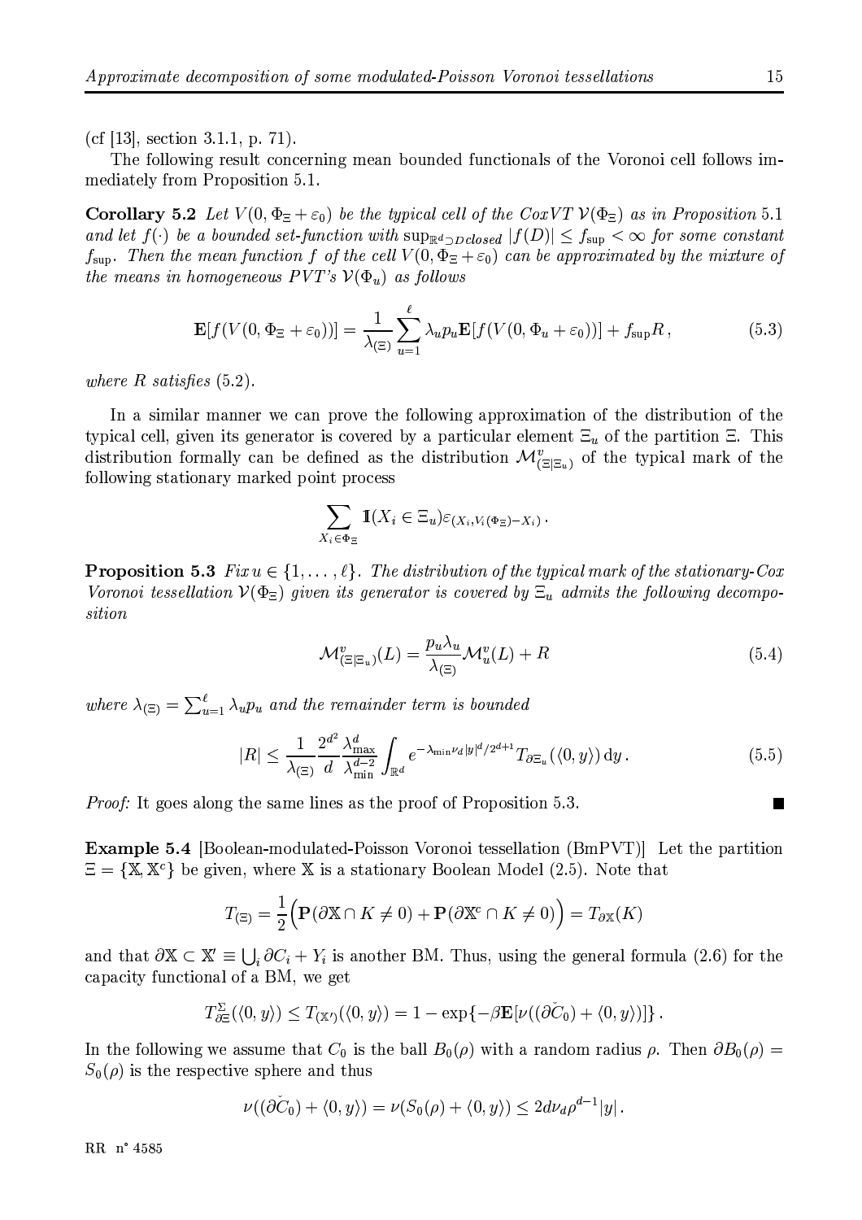(cf [13], section 3.1.1, p. 71).

The following result concerning mean bounded functionals of the Voronoi cell follows immediately from Proposition 5.1.

**Corollary 5.2** *Let $V(0, \Phi_\Xi + \varepsilon_0)$ be the typical cell of the CoxVT $\mathcal{V}(\Phi_\Xi)$ as in Proposition* 5.1 *and let $f(\cdot)$ be a bounded set-function with $\sup_{\mathbb{R}^d \supset D \text{closed}} |f(D)| \le f_{\sup} < \infty$ for some constant $f_{\sup}$. Then the mean function $f$ of the cell $V(0, \Phi_\Xi + \varepsilon_0)$ can be approximated by the mixture of the means in homogeneous PVT's $\mathcal{V}(\Phi_u)$ as follows*

$$\mathbf{E}[f(V(0, \Phi_\Xi + \varepsilon_0))] = \frac{1}{\lambda_{(\Xi)}} \sum_{u=1}^{\ell} \lambda_u p_u \mathbf{E}[f(V(0, \Phi_u + \varepsilon_0))] + f_{\sup} R\,, \tag{5.3}$$

*where $R$ satisfies* (5.2).

In a similar manner we can prove the following approximation of the distribution of the typical cell, given its generator is covered by a particular element $\Xi_u$ of the partition $\Xi$. This distribution formally can be defined as the distribution $\mathcal{M}^v_{(\Xi|\Xi_u)}$ of the typical mark of the following stationary marked point process

$$\sum_{X_i \in \Phi_\Xi} \mathbb{1}(X_i \in \Xi_u) \varepsilon_{(X_i, V_i(\Phi_\Xi) - X_i)}\,.$$

**Proposition 5.3** *Fix $u \in \{1, \ldots, \ell\}$. The distribution of the typical mark of the stationary-Cox Voronoi tessellation $\mathcal{V}(\Phi_\Xi)$ given its generator is covered by $\Xi_u$ admits the following decomposition*

$$\mathcal{M}^v_{(\Xi|\Xi_u)}(L) = \frac{p_u \lambda_u}{\lambda_{(\Xi)}} \mathcal{M}^v_u(L) + R \tag{5.4}$$

*where $\lambda_{(\Xi)} = \sum_{u=1}^{\ell} \lambda_u p_u$ and the remainder term is bounded*

$$|R| \le \frac{1}{\lambda_{(\Xi)}} \frac{2^{d^2}}{d} \frac{\lambda^d_{\max}}{\lambda^{d-2}_{\min}} \int_{\mathbb{R}^d} e^{-\lambda_{\min}\nu_d |y|^d / 2^{d+1}} T_{\partial \Xi_u}(\langle 0, y\rangle)\,\mathrm{d}y\,. \tag{5.5}$$

*Proof:* It goes along the same lines as the proof of Proposition 5.3. ∎

**Example 5.4** [Boolean-modulated-Poisson Voronoi tessellation (BmPVT)] Let the partition $\Xi = \{\mathbb{X}, \mathbb{X}^c\}$ be given, where $\mathbb{X}$ is a stationary Boolean Model (2.5). Note that

$$T_{(\Xi)} = \frac{1}{2}\Big(\mathbf{P}(\partial\mathbb{X} \cap K \neq 0) + \mathbf{P}(\partial\mathbb{X}^c \cap K \neq 0)\Big) = T_{\partial\mathbb{X}}(K)$$

and that $\partial\mathbb{X} \subset \mathbb{X}' \equiv \bigcup_i \partial C_i + Y_i$ is another BM. Thus, using the general formula (2.6) for the capacity functional of a BM, we get

$$T^{\Sigma}_{\partial\Xi}(\langle 0, y\rangle) \le T_{(\mathbb{X}')}(\langle 0, y\rangle) = 1 - \exp\{-\beta \mathbf{E}[\nu((\partial \check{C}_0) + \langle 0, y\rangle)]\}\,.$$

In the following we assume that $C_0$ is the ball $B_0(\rho)$ with a random radius $\rho$. Then $\partial B_0(\rho) = S_0(\rho)$ is the respective sphere and thus

$$\nu((\partial \check{C}_0) + \langle 0, y\rangle) = \nu(S_0(\rho) + \langle 0, y\rangle) \le 2d\nu_d \rho^{d-1}|y|\,.$$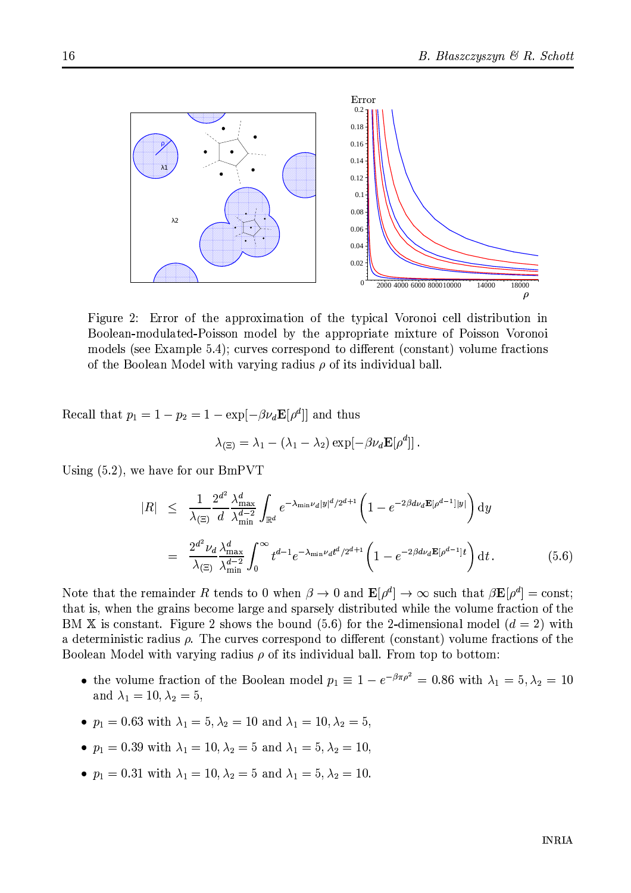Figure 2: Error of the approximation of the typical Voronoi cell distribution in Boolean-modulated-Poisson model by the appropriate mixture of Poisson Voronoi models (see Example 5.4); curves correspond to different (constant) volume fractions of the Boolean Model with varying radius $\rho$ of its individual ball.

Recall that $p_1 = 1 - p_2 = 1 - \exp[-\beta\nu_d \mathbf{E}[\rho^d]]$ and thus

$$\lambda_{(\Xi)} = \lambda_1 - (\lambda_1 - \lambda_2)\exp[-\beta\nu_d \mathbf{E}[\rho^d]] .$$

Using (5.2), we have for our BmPVT

$$
\begin{aligned}
|R| &\leq \frac{1}{\lambda_{(\Xi)}} \frac{2^{d^2}}{d} \frac{\lambda_{\max}^d}{\lambda_{\min}^{d-2}} \int_{\mathbb{R}^d} e^{-\lambda_{\min}\nu_d |y|^d/2^{d+1}} \left(1 - e^{-2\beta d\nu_d \mathbf{E}[\rho^{d-1}]|y|}\right) \mathrm{d}y \\
&= \frac{2^{d^2}\nu_d}{\lambda_{(\Xi)}} \frac{\lambda_{\max}^d}{\lambda_{\min}^{d-2}} \int_0^\infty t^{d-1} e^{-\lambda_{\min}\nu_d t^d/2^{d+1}} \left(1 - e^{-2\beta d\nu_d \mathbf{E}[\rho^{d-1}]t}\right) \mathrm{d}t . \qquad (5.6)
\end{aligned}
$$

Note that the remainder $R$ tends to 0 when $\beta \to 0$ and $\mathbf{E}[\rho^d] \to \infty$ such that $\beta\mathbf{E}[\rho^d] = \text{const}$; that is, when the grains become large and sparsely distributed while the volume fraction of the BM $\mathbb{X}$ is constant. Figure 2 shows the bound (5.6) for the 2-dimensional model ($d = 2$) with a deterministic radius $\rho$. The curves correspond to different (constant) volume fractions of the Boolean Model with varying radius $\rho$ of its individual ball. From top to bottom:

- the volume fraction of the Boolean model $p_1 \equiv 1 - e^{-\beta\pi\rho^2} = 0.86$ with $\lambda_1 = 5, \lambda_2 = 10$ and $\lambda_1 = 10, \lambda_2 = 5$,
- $p_1 = 0.63$ with $\lambda_1 = 5, \lambda_2 = 10$ and $\lambda_1 = 10, \lambda_2 = 5$,
- $p_1 = 0.39$ with $\lambda_1 = 10, \lambda_2 = 5$ and $\lambda_1 = 5, \lambda_2 = 10$,
- $p_1 = 0.31$ with $\lambda_1 = 10, \lambda_2 = 5$ and $\lambda_1 = 5, \lambda_2 = 10$.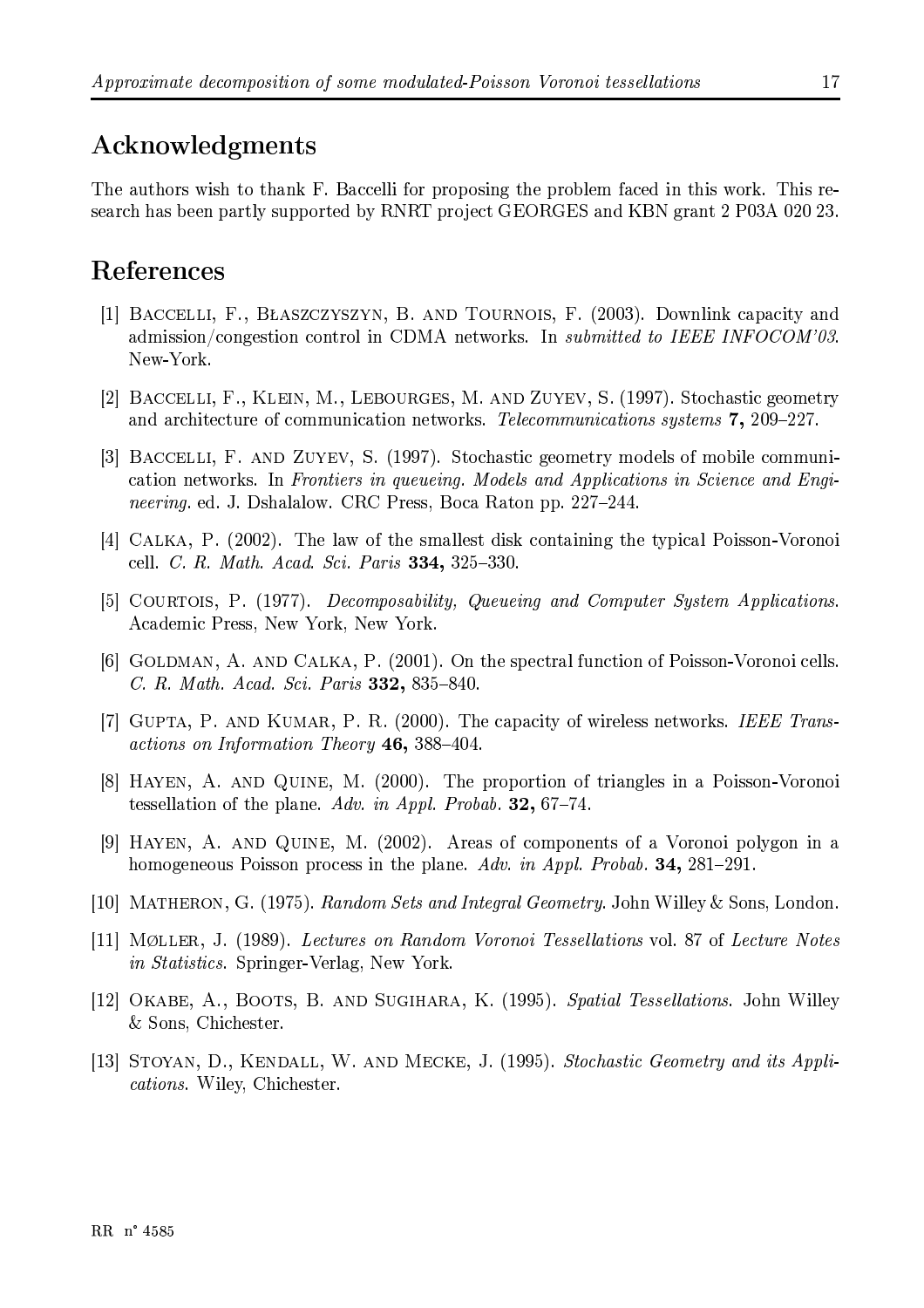## Acknowledgments

The authors wish to thank F. Baccelli for proposing the problem faced in this work. This research has been partly supported by RNRT project GEORGES and KBN grant 2 P03A 020 23.

## References

[1] Baccelli, F., Błaszczyszyn, B. and Tournois, F. (2003). Downlink capacity and admission/congestion control in CDMA networks. In *submitted to IEEE INFOCOM'03*. New-York.

[2] Baccelli, F., Klein, M., Lebourges, M. and Zuyev, S. (1997). Stochastic geometry and architecture of communication networks. *Telecommunications systems* **7,** 209–227.

[3] Baccelli, F. and Zuyev, S. (1997). Stochastic geometry models of mobile communication networks. In *Frontiers in queueing. Models and Applications in Science and Engineering*. ed. J. Dshalalow. CRC Press, Boca Raton pp. 227–244.

[4] Calka, P. (2002). The law of the smallest disk containing the typical Poisson-Voronoi cell. *C. R. Math. Acad. Sci. Paris* **334,** 325–330.

[5] Courtois, P. (1977). *Decomposability, Queueing and Computer System Applications*. Academic Press, New York, New York.

[6] Goldman, A. and Calka, P. (2001). On the spectral function of Poisson-Voronoi cells. *C. R. Math. Acad. Sci. Paris* **332,** 835–840.

[7] Gupta, P. and Kumar, P. R. (2000). The capacity of wireless networks. *IEEE Transactions on Information Theory* **46,** 388–404.

[8] Hayen, A. and Quine, M. (2000). The proportion of triangles in a Poisson-Voronoi tessellation of the plane. *Adv. in Appl. Probab.* **32,** 67–74.

[9] Hayen, A. and Quine, M. (2002). Areas of components of a Voronoi polygon in a homogeneous Poisson process in the plane. *Adv. in Appl. Probab.* **34,** 281–291.

[10] Matheron, G. (1975). *Random Sets and Integral Geometry*. John Willey & Sons, London.

[11] Møller, J. (1989). *Lectures on Random Voronoi Tessellations* vol. 87 of *Lecture Notes in Statistics*. Springer-Verlag, New York.

[12] Okabe, A., Boots, B. and Sugihara, K. (1995). *Spatial Tessellations*. John Willey & Sons, Chichester.

[13] Stoyan, D., Kendall, W. and Mecke, J. (1995). *Stochastic Geometry and its Applications*. Wiley, Chichester.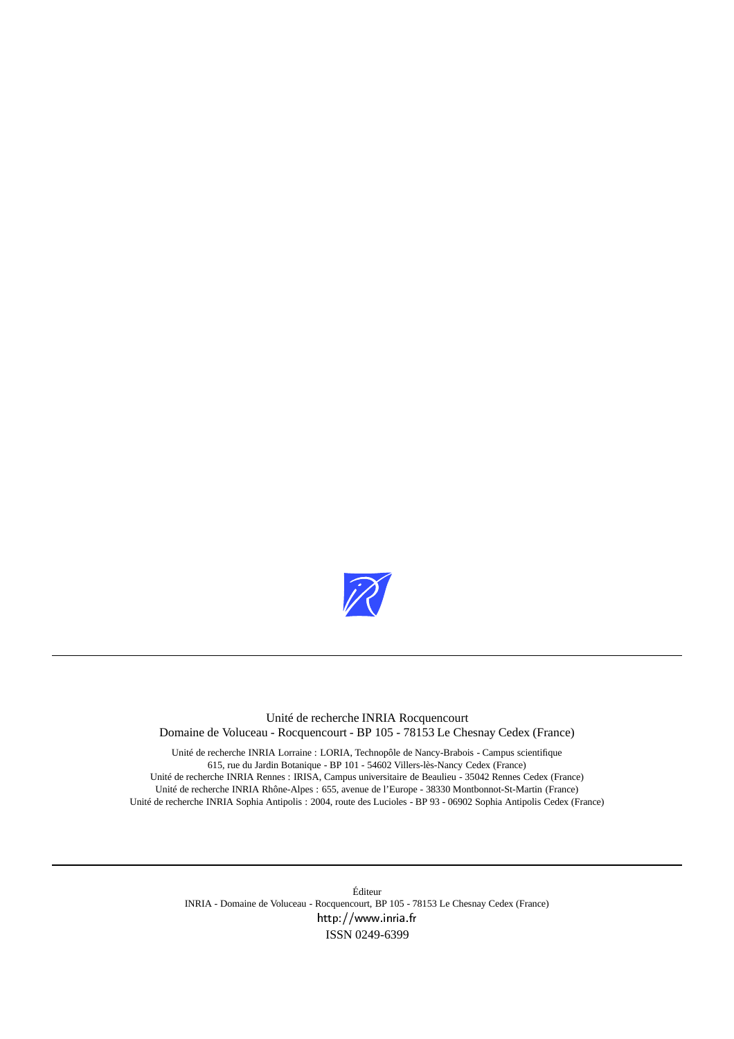Unité de recherche INRIA Rocquencourt
Domaine de Voluceau - Rocquencourt - BP 105 - 78153 Le Chesnay Cedex (France)

Unité de recherche INRIA Lorraine : LORIA, Technopôle de Nancy-Brabois - Campus scientifique
615, rue du Jardin Botanique - BP 101 - 54602 Villers-lès-Nancy Cedex (France)
Unité de recherche INRIA Rennes : IRISA, Campus universitaire de Beaulieu - 35042 Rennes Cedex (France)
Unité de recherche INRIA Rhône-Alpes : 655, avenue de l'Europe - 38330 Montbonnot-St-Martin (France)
Unité de recherche INRIA Sophia Antipolis : 2004, route des Lucioles - BP 93 - 06902 Sophia Antipolis Cedex (France)

---

Éditeur
INRIA - Domaine de Voluceau - Rocquencourt, BP 105 - 78153 Le Chesnay Cedex (France)
http://www.inria.fr
ISSN 0249-6399